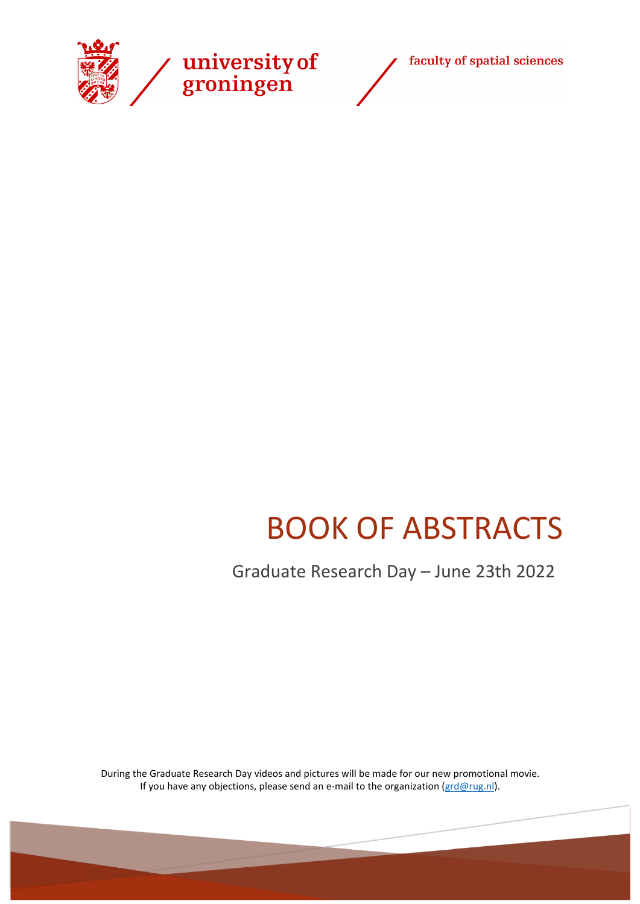university of groningen

faculty of spatial sciences

# BOOK OF ABSTRACTS

## Graduate Research Day – June 23th 2022

During the Graduate Research Day videos and pictures will be made for our new promotional movie.
If you have any objections, please send an e-mail to the organization (grd@rug.nl).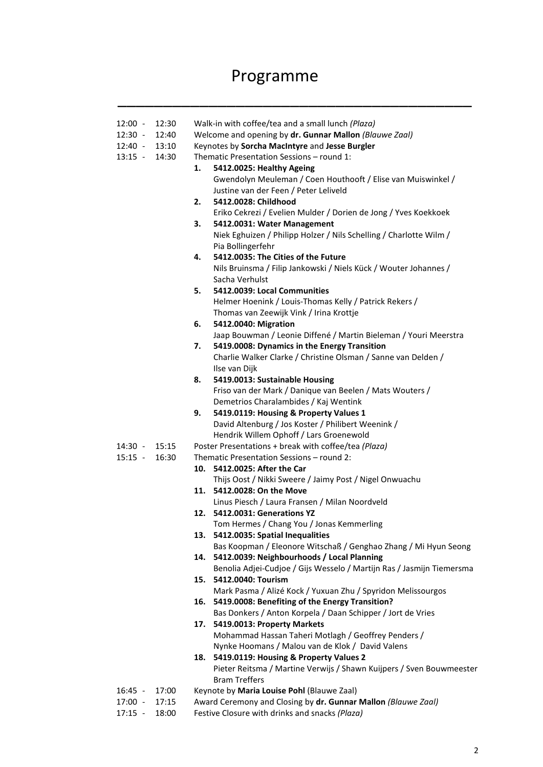# Programme

| | |
|---|---|
| 12:00 - 12:30 | Walk-in with coffee/tea and a small lunch *(Plaza)* |
| 12:30 - 12:40 | Welcome and opening by **dr. Gunnar Mallon** *(Blauwe Zaal)* |
| 12:40 - 13:10 | Keynotes by **Sorcha MacIntyre** and **Jesse Burgler** |
| 13:15 - 14:30 | Thematic Presentation Sessions – round 1: |

1. **5412.0025: Healthy Ageing**
   Gwendolyn Meuleman / Coen Houthooft / Elise van Muiswinkel / Justine van der Feen / Peter Leliveld
2. **5412.0028: Childhood**
   Eriko Cekrezi / Evelien Mulder / Dorien de Jong / Yves Koekkoek
3. **5412.0031: Water Management**
   Niek Eghuizen / Philipp Holzer / Nils Schelling / Charlotte Wilm / Pia Bollingerfehr
4. **5412.0035: The Cities of the Future**
   Nils Bruinsma / Filip Jankowski / Niels Kück / Wouter Johannes / Sacha Verhulst
5. **5412.0039: Local Communities**
   Helmer Hoenink / Louis-Thomas Kelly / Patrick Rekers / Thomas van Zeewijk Vink / Irina Krottje
6. **5412.0040: Migration**
   Jaap Bouwman / Leonie Diffené / Martin Bieleman / Youri Meerstra
7. **5419.0008: Dynamics in the Energy Transition**
   Charlie Walker Clarke / Christine Olsman / Sanne van Delden / Ilse van Dijk
8. **5419.0013: Sustainable Housing**
   Friso van der Mark / Danique van Beelen / Mats Wouters / Demetrios Charalambides / Kaj Wentink
9. **5419.0119: Housing & Property Values 1**
   David Altenburg / Jos Koster / Philibert Weenink / Hendrik Willem Ophoff / Lars Groenewold

| | |
|---|---|
| 14:30 - 15:15 | Poster Presentations + break with coffee/tea *(Plaza)* |
| 15:15 - 16:30 | Thematic Presentation Sessions – round 2: |

10. **5412.0025: After the Car**
    Thijs Oost / Nikki Sweere / Jaimy Post / Nigel Onwuachu
11. **5412.0028: On the Move**
    Linus Piesch / Laura Fransen / Milan Noordveld
12. **5412.0031: Generations YZ**
    Tom Hermes / Chang You / Jonas Kemmerling
13. **5412.0035: Spatial Inequalities**
    Bas Koopman / Eleonore Witschaß / Genghao Zhang / Mi Hyun Seong
14. **5412.0039: Neighbourhoods / Local Planning**
    Benolia Adjei-Cudjoe / Gijs Wesselo / Martijn Ras / Jasmijn Tiemersma
15. **5412.0040: Tourism**
    Mark Pasma / Alizé Kock / Yuxuan Zhu / Spyridon Melissourgos
16. **5419.0008: Benefiting of the Energy Transition?**
    Bas Donkers / Anton Korpela / Daan Schipper / Jort de Vries
17. **5419.0013: Property Markets**
    Mohammad Hassan Taheri Motlagh / Geoffrey Penders / Nynke Hoomans / Malou van de Klok / David Valens
18. **5419.0119: Housing & Property Values 2**
    Pieter Reitsma / Martine Verwijs / Shawn Kuijpers / Sven Bouwmeester Bram Treffers

| | |
|---|---|
| 16:45 - 17:00 | Keynote by **Maria Louise Pohl** (Blauwe Zaal) |
| 17:00 - 17:15 | Award Ceremony and Closing by **dr. Gunnar Mallon** *(Blauwe Zaal)* |
| 17:15 - 18:00 | Festive Closure with drinks and snacks *(Plaza)* |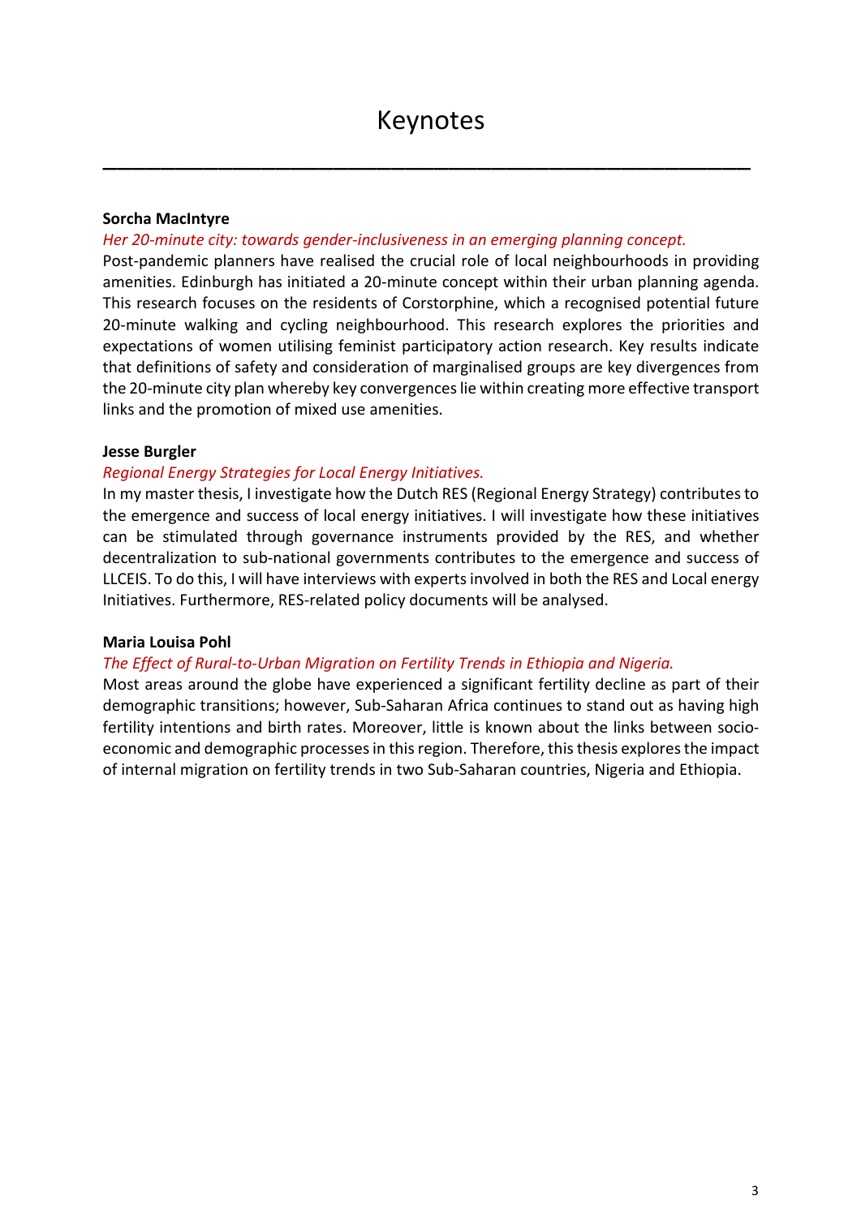# Keynotes

**Sorcha MacIntyre**

*Her 20-minute city: towards gender-inclusiveness in an emerging planning concept.*

Post-pandemic planners have realised the crucial role of local neighbourhoods in providing amenities. Edinburgh has initiated a 20-minute concept within their urban planning agenda. This research focuses on the residents of Corstorphine, which a recognised potential future 20-minute walking and cycling neighbourhood. This research explores the priorities and expectations of women utilising feminist participatory action research. Key results indicate that definitions of safety and consideration of marginalised groups are key divergences from the 20-minute city plan whereby key convergences lie within creating more effective transport links and the promotion of mixed use amenities.

**Jesse Burgler**

*Regional Energy Strategies for Local Energy Initiatives.*

In my master thesis, I investigate how the Dutch RES (Regional Energy Strategy) contributes to the emergence and success of local energy initiatives. I will investigate how these initiatives can be stimulated through governance instruments provided by the RES, and whether decentralization to sub-national governments contributes to the emergence and success of LLCEIS. To do this, I will have interviews with experts involved in both the RES and Local energy Initiatives. Furthermore, RES-related policy documents will be analysed.

**Maria Louisa Pohl**

*The Effect of Rural-to-Urban Migration on Fertility Trends in Ethiopia and Nigeria.*

Most areas around the globe have experienced a significant fertility decline as part of their demographic transitions; however, Sub-Saharan Africa continues to stand out as having high fertility intentions and birth rates. Moreover, little is known about the links between socio-economic and demographic processes in this region. Therefore, this thesis explores the impact of internal migration on fertility trends in two Sub-Saharan countries, Nigeria and Ethiopia.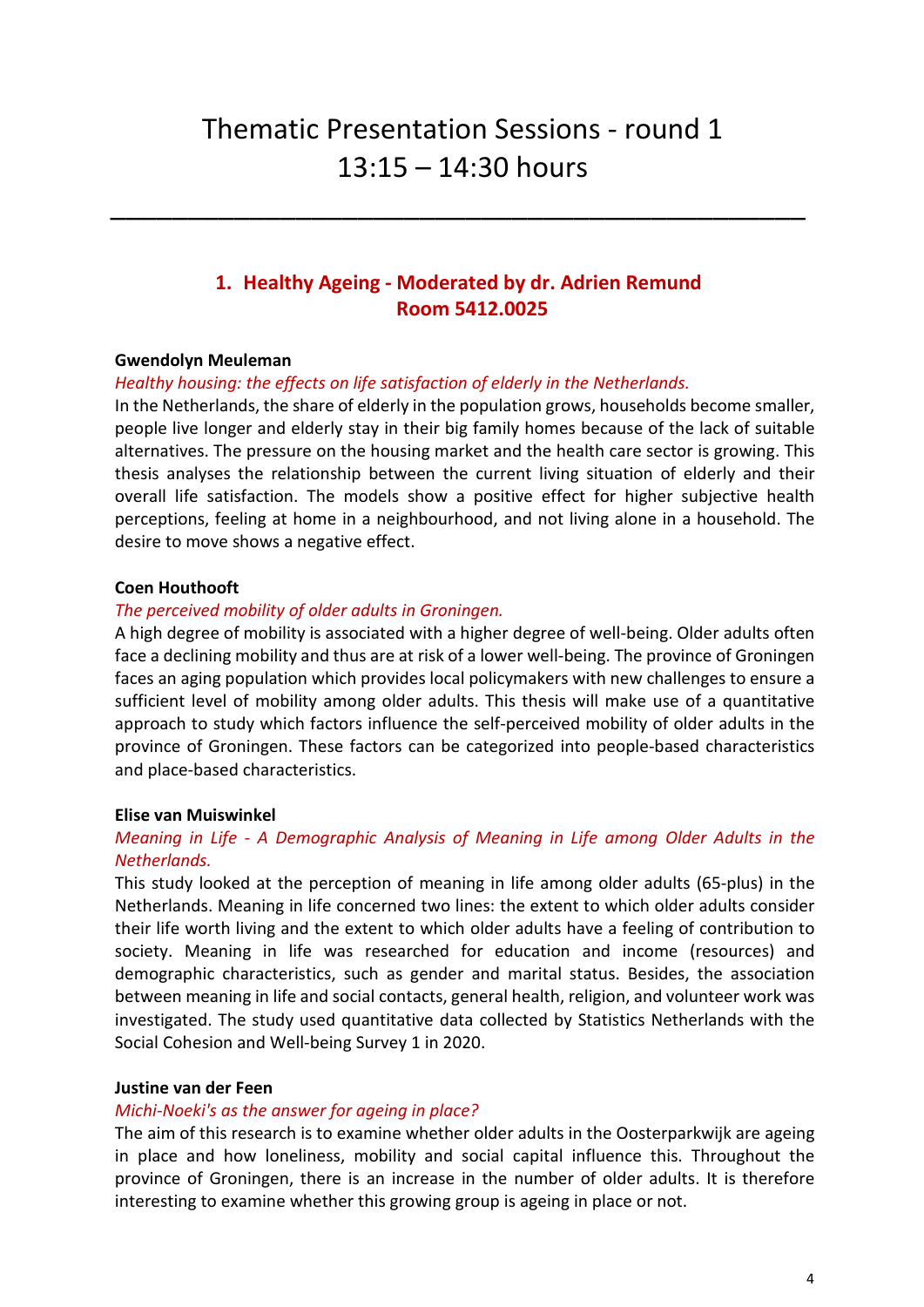# Thematic Presentation Sessions - round 1
# 13:15 – 14:30 hours

---

## 1. Healthy Ageing - Moderated by dr. Adrien Remund
## Room 5412.0025

**Gwendolyn Meuleman**

*Healthy housing: the effects on life satisfaction of elderly in the Netherlands.*

In the Netherlands, the share of elderly in the population grows, households become smaller, people live longer and elderly stay in their big family homes because of the lack of suitable alternatives. The pressure on the housing market and the health care sector is growing. This thesis analyses the relationship between the current living situation of elderly and their overall life satisfaction. The models show a positive effect for higher subjective health perceptions, feeling at home in a neighbourhood, and not living alone in a household. The desire to move shows a negative effect.

**Coen Houthooft**

*The perceived mobility of older adults in Groningen.*

A high degree of mobility is associated with a higher degree of well-being. Older adults often face a declining mobility and thus are at risk of a lower well-being. The province of Groningen faces an aging population which provides local policymakers with new challenges to ensure a sufficient level of mobility among older adults. This thesis will make use of a quantitative approach to study which factors influence the self-perceived mobility of older adults in the province of Groningen. These factors can be categorized into people-based characteristics and place-based characteristics.

**Elise van Muiswinkel**

*Meaning in Life - A Demographic Analysis of Meaning in Life among Older Adults in the Netherlands.*

This study looked at the perception of meaning in life among older adults (65-plus) in the Netherlands. Meaning in life concerned two lines: the extent to which older adults consider their life worth living and the extent to which older adults have a feeling of contribution to society. Meaning in life was researched for education and income (resources) and demographic characteristics, such as gender and marital status. Besides, the association between meaning in life and social contacts, general health, religion, and volunteer work was investigated. The study used quantitative data collected by Statistics Netherlands with the Social Cohesion and Well-being Survey 1 in 2020.

**Justine van der Feen**

*Michi-Noeki's as the answer for ageing in place?*

The aim of this research is to examine whether older adults in the Oosterparkwijk are ageing in place and how loneliness, mobility and social capital influence this. Throughout the province of Groningen, there is an increase in the number of older adults. It is therefore interesting to examine whether this growing group is ageing in place or not.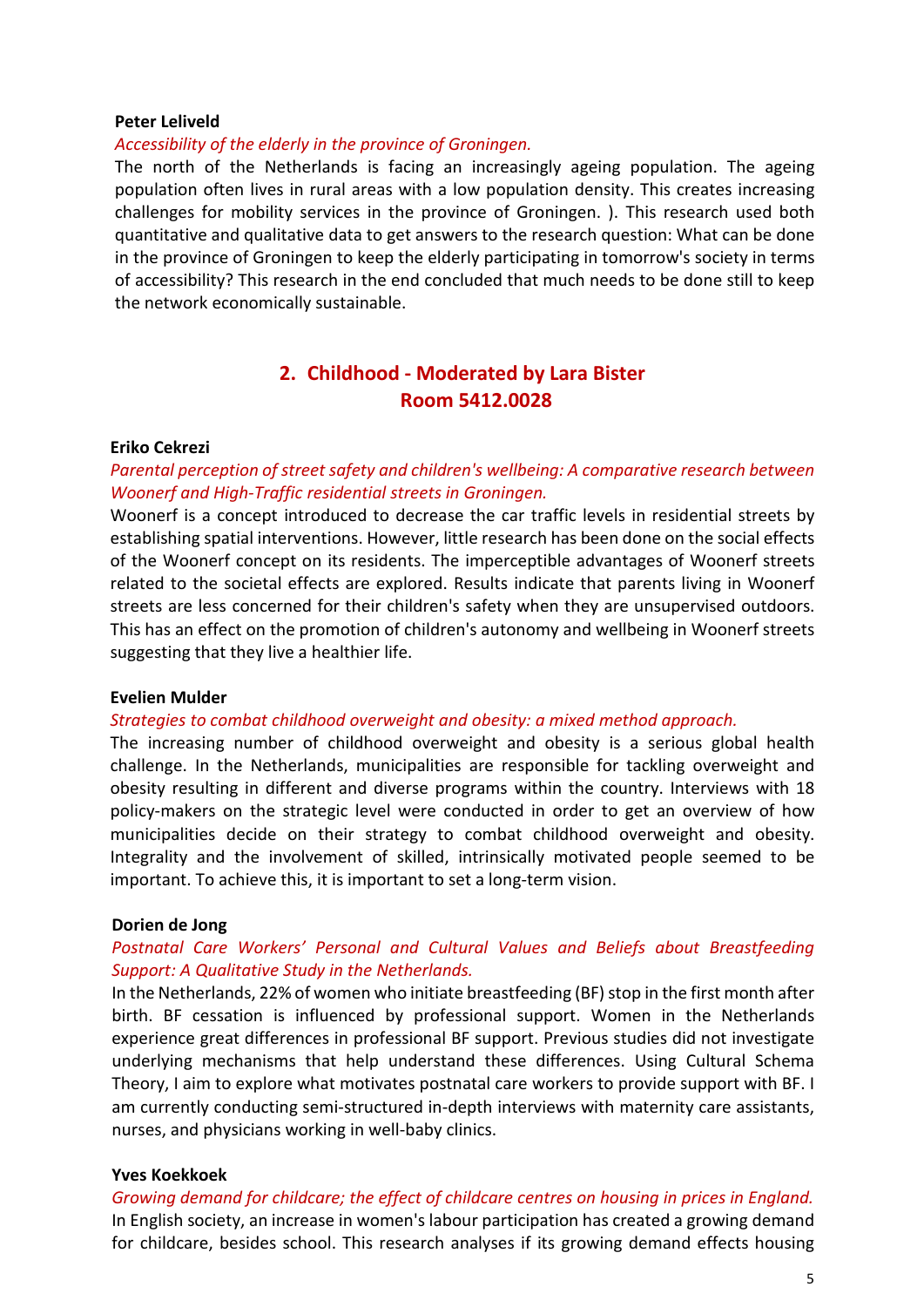**Peter Leliveld**

*Accessibility of the elderly in the province of Groningen.*

The north of the Netherlands is facing an increasingly ageing population. The ageing population often lives in rural areas with a low population density. This creates increasing challenges for mobility services in the province of Groningen. ). This research used both quantitative and qualitative data to get answers to the research question: What can be done in the province of Groningen to keep the elderly participating in tomorrow's society in terms of accessibility? This research in the end concluded that much needs to be done still to keep the network economically sustainable.

## 2. Childhood - Moderated by Lara Bister
## Room 5412.0028

**Eriko Cekrezi**

*Parental perception of street safety and children's wellbeing: A comparative research between Woonerf and High-Traffic residential streets in Groningen.*

Woonerf is a concept introduced to decrease the car traffic levels in residential streets by establishing spatial interventions. However, little research has been done on the social effects of the Woonerf concept on its residents. The imperceptible advantages of Woonerf streets related to the societal effects are explored. Results indicate that parents living in Woonerf streets are less concerned for their children's safety when they are unsupervised outdoors. This has an effect on the promotion of children's autonomy and wellbeing in Woonerf streets suggesting that they live a healthier life.

**Evelien Mulder**

*Strategies to combat childhood overweight and obesity: a mixed method approach.*

The increasing number of childhood overweight and obesity is a serious global health challenge. In the Netherlands, municipalities are responsible for tackling overweight and obesity resulting in different and diverse programs within the country. Interviews with 18 policy-makers on the strategic level were conducted in order to get an overview of how municipalities decide on their strategy to combat childhood overweight and obesity. Integrality and the involvement of skilled, intrinsically motivated people seemed to be important. To achieve this, it is important to set a long-term vision.

**Dorien de Jong**

*Postnatal Care Workers' Personal and Cultural Values and Beliefs about Breastfeeding Support: A Qualitative Study in the Netherlands.*

In the Netherlands, 22% of women who initiate breastfeeding (BF) stop in the first month after birth. BF cessation is influenced by professional support. Women in the Netherlands experience great differences in professional BF support. Previous studies did not investigate underlying mechanisms that help understand these differences. Using Cultural Schema Theory, I aim to explore what motivates postnatal care workers to provide support with BF. I am currently conducting semi-structured in-depth interviews with maternity care assistants, nurses, and physicians working in well-baby clinics.

**Yves Koekkoek**

*Growing demand for childcare; the effect of childcare centres on housing in prices in England.*

In English society, an increase in women's labour participation has created a growing demand for childcare, besides school. This research analyses if its growing demand effects housing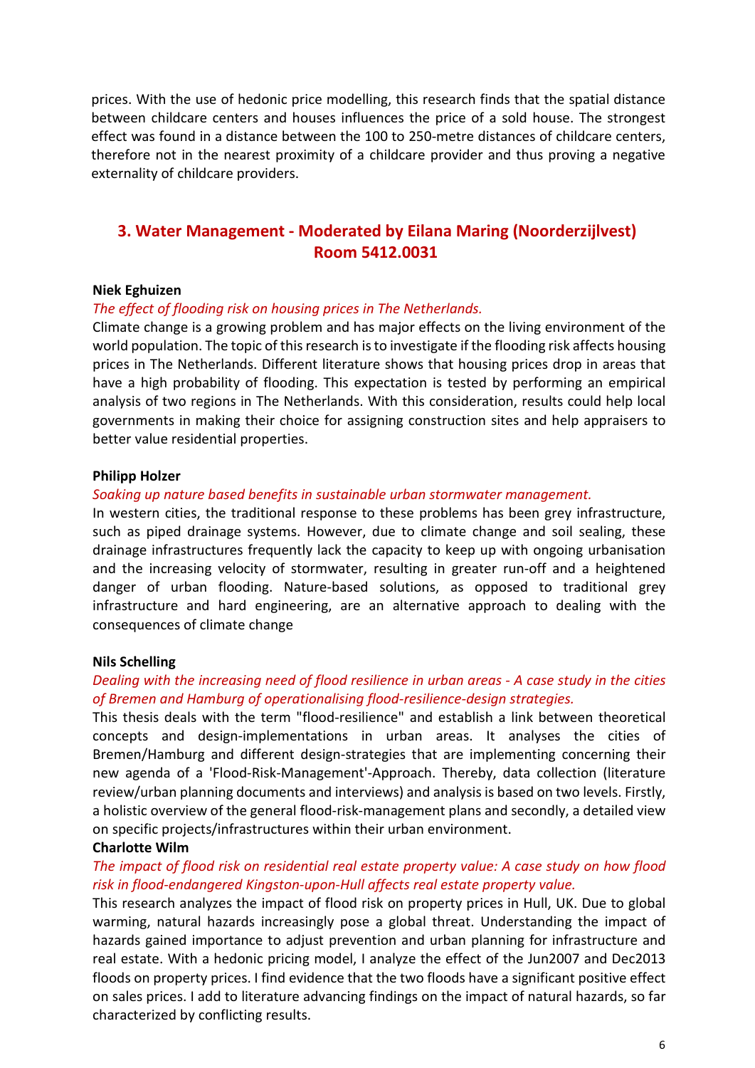prices. With the use of hedonic price modelling, this research finds that the spatial distance between childcare centers and houses influences the price of a sold house. The strongest effect was found in a distance between the 100 to 250-metre distances of childcare centers, therefore not in the nearest proximity of a childcare provider and thus proving a negative externality of childcare providers.

## 3. Water Management - Moderated by Eilana Maring (Noorderzijlvest) Room 5412.0031

**Niek Eghuizen**

*The effect of flooding risk on housing prices in The Netherlands.*

Climate change is a growing problem and has major effects on the living environment of the world population. The topic of this research is to investigate if the flooding risk affects housing prices in The Netherlands. Different literature shows that housing prices drop in areas that have a high probability of flooding. This expectation is tested by performing an empirical analysis of two regions in The Netherlands. With this consideration, results could help local governments in making their choice for assigning construction sites and help appraisers to better value residential properties.

**Philipp Holzer**

*Soaking up nature based benefits in sustainable urban stormwater management.*

In western cities, the traditional response to these problems has been grey infrastructure, such as piped drainage systems. However, due to climate change and soil sealing, these drainage infrastructures frequently lack the capacity to keep up with ongoing urbanisation and the increasing velocity of stormwater, resulting in greater run-off and a heightened danger of urban flooding. Nature-based solutions, as opposed to traditional grey infrastructure and hard engineering, are an alternative approach to dealing with the consequences of climate change

**Nils Schelling**

*Dealing with the increasing need of flood resilience in urban areas - A case study in the cities of Bremen and Hamburg of operationalising flood-resilience-design strategies.*

This thesis deals with the term "flood-resilience" and establish a link between theoretical concepts and design-implementations in urban areas. It analyses the cities of Bremen/Hamburg and different design-strategies that are implementing concerning their new agenda of a 'Flood-Risk-Management'-Approach. Thereby, data collection (literature review/urban planning documents and interviews) and analysis is based on two levels. Firstly, a holistic overview of the general flood-risk-management plans and secondly, a detailed view on specific projects/infrastructures within their urban environment.

**Charlotte Wilm**

*The impact of flood risk on residential real estate property value: A case study on how flood risk in flood-endangered Kingston-upon-Hull affects real estate property value.*

This research analyzes the impact of flood risk on property prices in Hull, UK. Due to global warming, natural hazards increasingly pose a global threat. Understanding the impact of hazards gained importance to adjust prevention and urban planning for infrastructure and real estate. With a hedonic pricing model, I analyze the effect of the Jun2007 and Dec2013 floods on property prices. I find evidence that the two floods have a significant positive effect on sales prices. I add to literature advancing findings on the impact of natural hazards, so far characterized by conflicting results.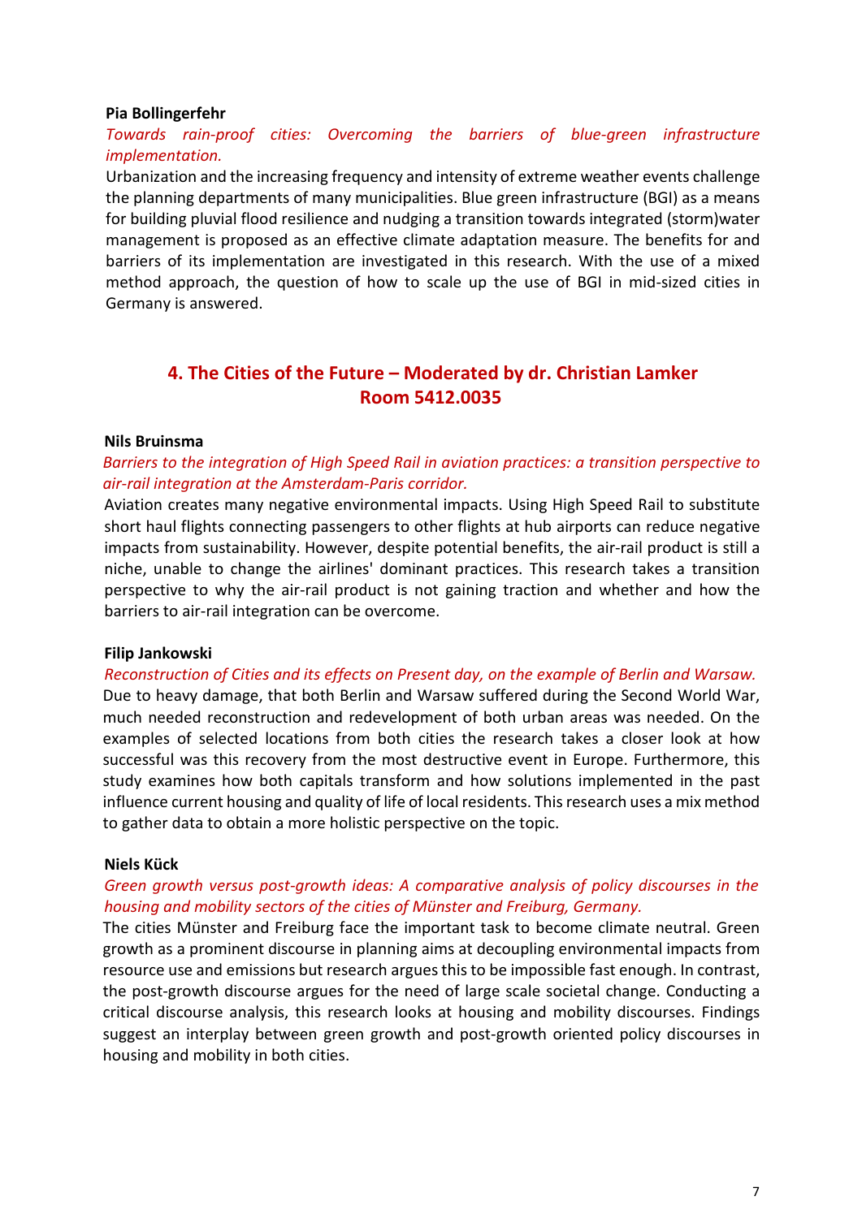**Pia Bollingerfehr**

*Towards rain-proof cities: Overcoming the barriers of blue-green infrastructure implementation.*

Urbanization and the increasing frequency and intensity of extreme weather events challenge the planning departments of many municipalities. Blue green infrastructure (BGI) as a means for building pluvial flood resilience and nudging a transition towards integrated (storm)water management is proposed as an effective climate adaptation measure. The benefits for and barriers of its implementation are investigated in this research. With the use of a mixed method approach, the question of how to scale up the use of BGI in mid-sized cities in Germany is answered.

## 4. The Cities of the Future – Moderated by dr. Christian Lamker Room 5412.0035

**Nils Bruinsma**

*Barriers to the integration of High Speed Rail in aviation practices: a transition perspective to air-rail integration at the Amsterdam-Paris corridor.*

Aviation creates many negative environmental impacts. Using High Speed Rail to substitute short haul flights connecting passengers to other flights at hub airports can reduce negative impacts from sustainability. However, despite potential benefits, the air-rail product is still a niche, unable to change the airlines' dominant practices. This research takes a transition perspective to why the air-rail product is not gaining traction and whether and how the barriers to air-rail integration can be overcome.

**Filip Jankowski**

*Reconstruction of Cities and its effects on Present day, on the example of Berlin and Warsaw.*

Due to heavy damage, that both Berlin and Warsaw suffered during the Second World War, much needed reconstruction and redevelopment of both urban areas was needed. On the examples of selected locations from both cities the research takes a closer look at how successful was this recovery from the most destructive event in Europe. Furthermore, this study examines how both capitals transform and how solutions implemented in the past influence current housing and quality of life of local residents. This research uses a mix method to gather data to obtain a more holistic perspective on the topic.

**Niels Kück**

*Green growth versus post-growth ideas: A comparative analysis of policy discourses in the housing and mobility sectors of the cities of Münster and Freiburg, Germany.*

The cities Münster and Freiburg face the important task to become climate neutral. Green growth as a prominent discourse in planning aims at decoupling environmental impacts from resource use and emissions but research argues this to be impossible fast enough. In contrast, the post-growth discourse argues for the need of large scale societal change. Conducting a critical discourse analysis, this research looks at housing and mobility discourses. Findings suggest an interplay between green growth and post-growth oriented policy discourses in housing and mobility in both cities.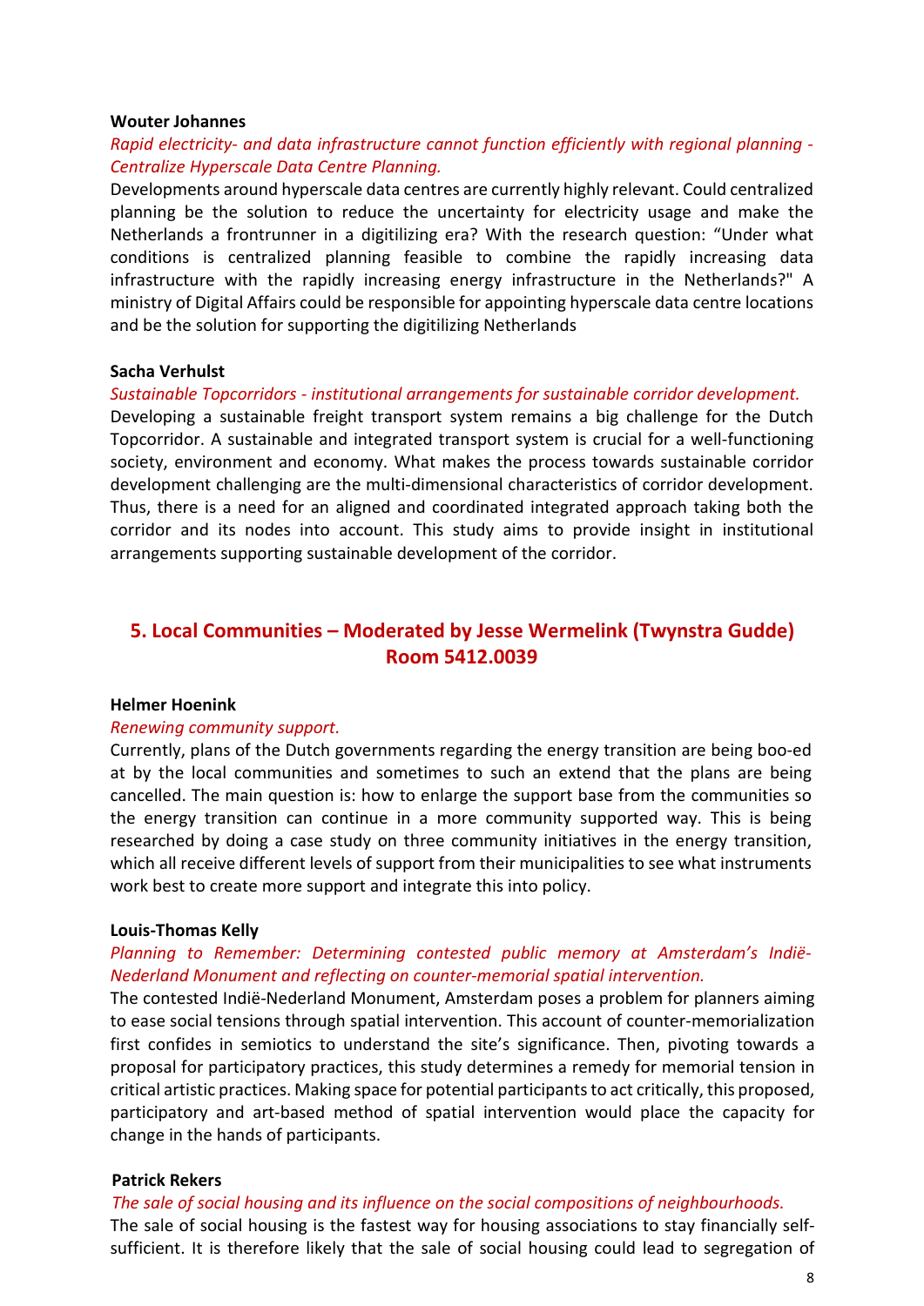**Wouter Johannes**

*Rapid electricity- and data infrastructure cannot function efficiently with regional planning - Centralize Hyperscale Data Centre Planning.*

Developments around hyperscale data centres are currently highly relevant. Could centralized planning be the solution to reduce the uncertainty for electricity usage and make the Netherlands a frontrunner in a digitilizing era? With the research question: "Under what conditions is centralized planning feasible to combine the rapidly increasing data infrastructure with the rapidly increasing energy infrastructure in the Netherlands?" A ministry of Digital Affairs could be responsible for appointing hyperscale data centre locations and be the solution for supporting the digitilizing Netherlands

**Sacha Verhulst**

*Sustainable Topcorridors - institutional arrangements for sustainable corridor development.*

Developing a sustainable freight transport system remains a big challenge for the Dutch Topcorridor. A sustainable and integrated transport system is crucial for a well-functioning society, environment and economy. What makes the process towards sustainable corridor development challenging are the multi-dimensional characteristics of corridor development. Thus, there is a need for an aligned and coordinated integrated approach taking both the corridor and its nodes into account. This study aims to provide insight in institutional arrangements supporting sustainable development of the corridor.

## 5. Local Communities – Moderated by Jesse Wermelink (Twynstra Gudde) Room 5412.0039

**Helmer Hoenink**

*Renewing community support.*

Currently, plans of the Dutch governments regarding the energy transition are being boo-ed at by the local communities and sometimes to such an extend that the plans are being cancelled. The main question is: how to enlarge the support base from the communities so the energy transition can continue in a more community supported way. This is being researched by doing a case study on three community initiatives in the energy transition, which all receive different levels of support from their municipalities to see what instruments work best to create more support and integrate this into policy.

**Louis-Thomas Kelly**

*Planning to Remember: Determining contested public memory at Amsterdam's Indië-Nederland Monument and reflecting on counter-memorial spatial intervention.*

The contested Indië-Nederland Monument, Amsterdam poses a problem for planners aiming to ease social tensions through spatial intervention. This account of counter-memorialization first confides in semiotics to understand the site's significance. Then, pivoting towards a proposal for participatory practices, this study determines a remedy for memorial tension in critical artistic practices. Making space for potential participants to act critically, this proposed, participatory and art-based method of spatial intervention would place the capacity for change in the hands of participants.

**Patrick Rekers**

*The sale of social housing and its influence on the social compositions of neighbourhoods.*

The sale of social housing is the fastest way for housing associations to stay financially self-sufficient. It is therefore likely that the sale of social housing could lead to segregation of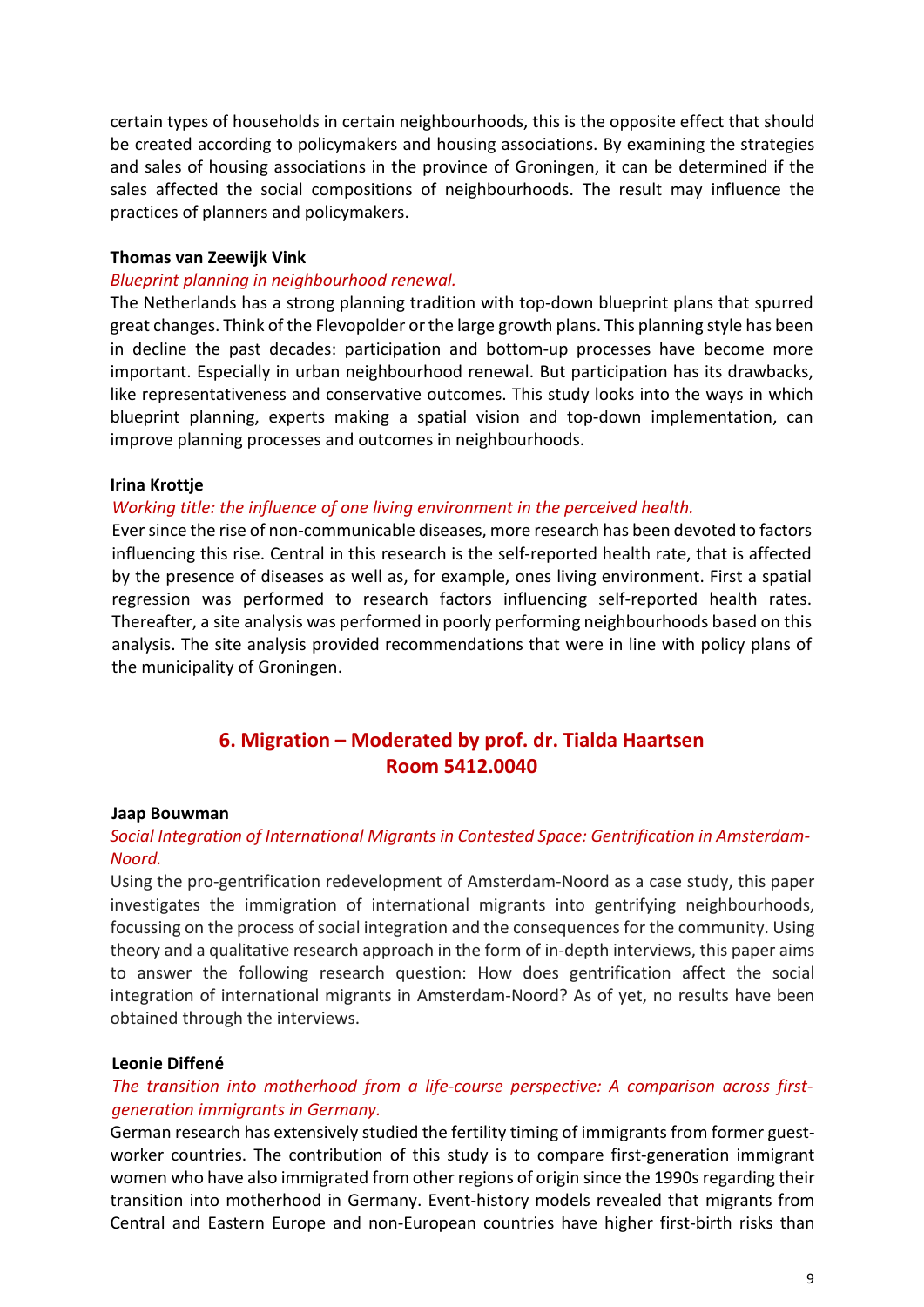certain types of households in certain neighbourhoods, this is the opposite effect that should be created according to policymakers and housing associations. By examining the strategies and sales of housing associations in the province of Groningen, it can be determined if the sales affected the social compositions of neighbourhoods. The result may influence the practices of planners and policymakers.

**Thomas van Zeewijk Vink**

*Blueprint planning in neighbourhood renewal.*

The Netherlands has a strong planning tradition with top-down blueprint plans that spurred great changes. Think of the Flevopolder or the large growth plans. This planning style has been in decline the past decades: participation and bottom-up processes have become more important. Especially in urban neighbourhood renewal. But participation has its drawbacks, like representativeness and conservative outcomes. This study looks into the ways in which blueprint planning, experts making a spatial vision and top-down implementation, can improve planning processes and outcomes in neighbourhoods.

**Irina Krottje**

*Working title: the influence of one living environment in the perceived health.*

Ever since the rise of non-communicable diseases, more research has been devoted to factors influencing this rise. Central in this research is the self-reported health rate, that is affected by the presence of diseases as well as, for example, ones living environment. First a spatial regression was performed to research factors influencing self-reported health rates. Thereafter, a site analysis was performed in poorly performing neighbourhoods based on this analysis. The site analysis provided recommendations that were in line with policy plans of the municipality of Groningen.

## 6. Migration – Moderated by prof. dr. Tialda Haartsen
## Room 5412.0040

**Jaap Bouwman**

*Social Integration of International Migrants in Contested Space: Gentrification in Amsterdam-Noord.*

Using the pro-gentrification redevelopment of Amsterdam-Noord as a case study, this paper investigates the immigration of international migrants into gentrifying neighbourhoods, focussing on the process of social integration and the consequences for the community. Using theory and a qualitative research approach in the form of in-depth interviews, this paper aims to answer the following research question: How does gentrification affect the social integration of international migrants in Amsterdam-Noord? As of yet, no results have been obtained through the interviews.

**Leonie Diffené**

*The transition into motherhood from a life-course perspective: A comparison across first-generation immigrants in Germany.*

German research has extensively studied the fertility timing of immigrants from former guest-worker countries. The contribution of this study is to compare first-generation immigrant women who have also immigrated from other regions of origin since the 1990s regarding their transition into motherhood in Germany. Event-history models revealed that migrants from Central and Eastern Europe and non-European countries have higher first-birth risks than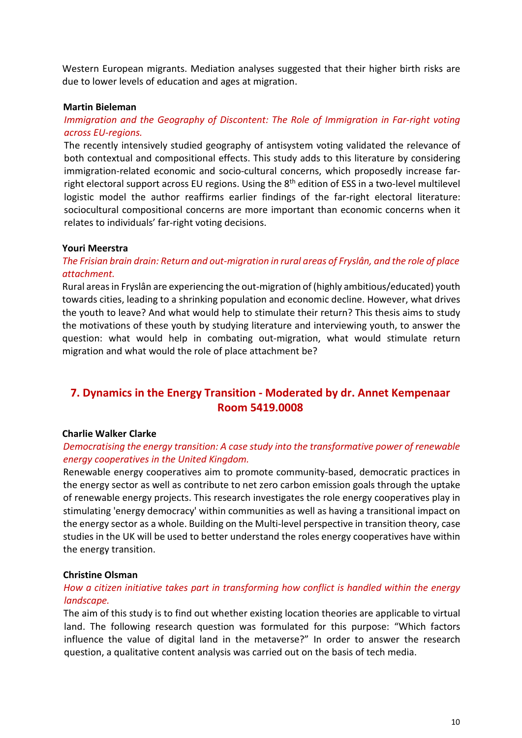Western European migrants. Mediation analyses suggested that their higher birth risks are due to lower levels of education and ages at migration.

**Martin Bieleman**

*Immigration and the Geography of Discontent: The Role of Immigration in Far-right voting across EU-regions.*

The recently intensively studied geography of antisystem voting validated the relevance of both contextual and compositional effects. This study adds to this literature by considering immigration-related economic and socio-cultural concerns, which proposedly increase far-right electoral support across EU regions. Using the 8th edition of ESS in a two-level multilevel logistic model the author reaffirms earlier findings of the far-right electoral literature: sociocultural compositional concerns are more important than economic concerns when it relates to individuals' far-right voting decisions.

**Youri Meerstra**

*The Frisian brain drain: Return and out-migration in rural areas of Fryslân, and the role of place attachment.*

Rural areas in Fryslân are experiencing the out-migration of (highly ambitious/educated) youth towards cities, leading to a shrinking population and economic decline. However, what drives the youth to leave? And what would help to stimulate their return? This thesis aims to study the motivations of these youth by studying literature and interviewing youth, to answer the question: what would help in combating out-migration, what would stimulate return migration and what would the role of place attachment be?

## 7. Dynamics in the Energy Transition - Moderated by dr. Annet Kempenaar Room 5419.0008

**Charlie Walker Clarke**

*Democratising the energy transition: A case study into the transformative power of renewable energy cooperatives in the United Kingdom.*

Renewable energy cooperatives aim to promote community-based, democratic practices in the energy sector as well as contribute to net zero carbon emission goals through the uptake of renewable energy projects. This research investigates the role energy cooperatives play in stimulating 'energy democracy' within communities as well as having a transitional impact on the energy sector as a whole. Building on the Multi-level perspective in transition theory, case studies in the UK will be used to better understand the roles energy cooperatives have within the energy transition.

**Christine Olsman**

*How a citizen initiative takes part in transforming how conflict is handled within the energy landscape.*

The aim of this study is to find out whether existing location theories are applicable to virtual land. The following research question was formulated for this purpose: "Which factors influence the value of digital land in the metaverse?" In order to answer the research question, a qualitative content analysis was carried out on the basis of tech media.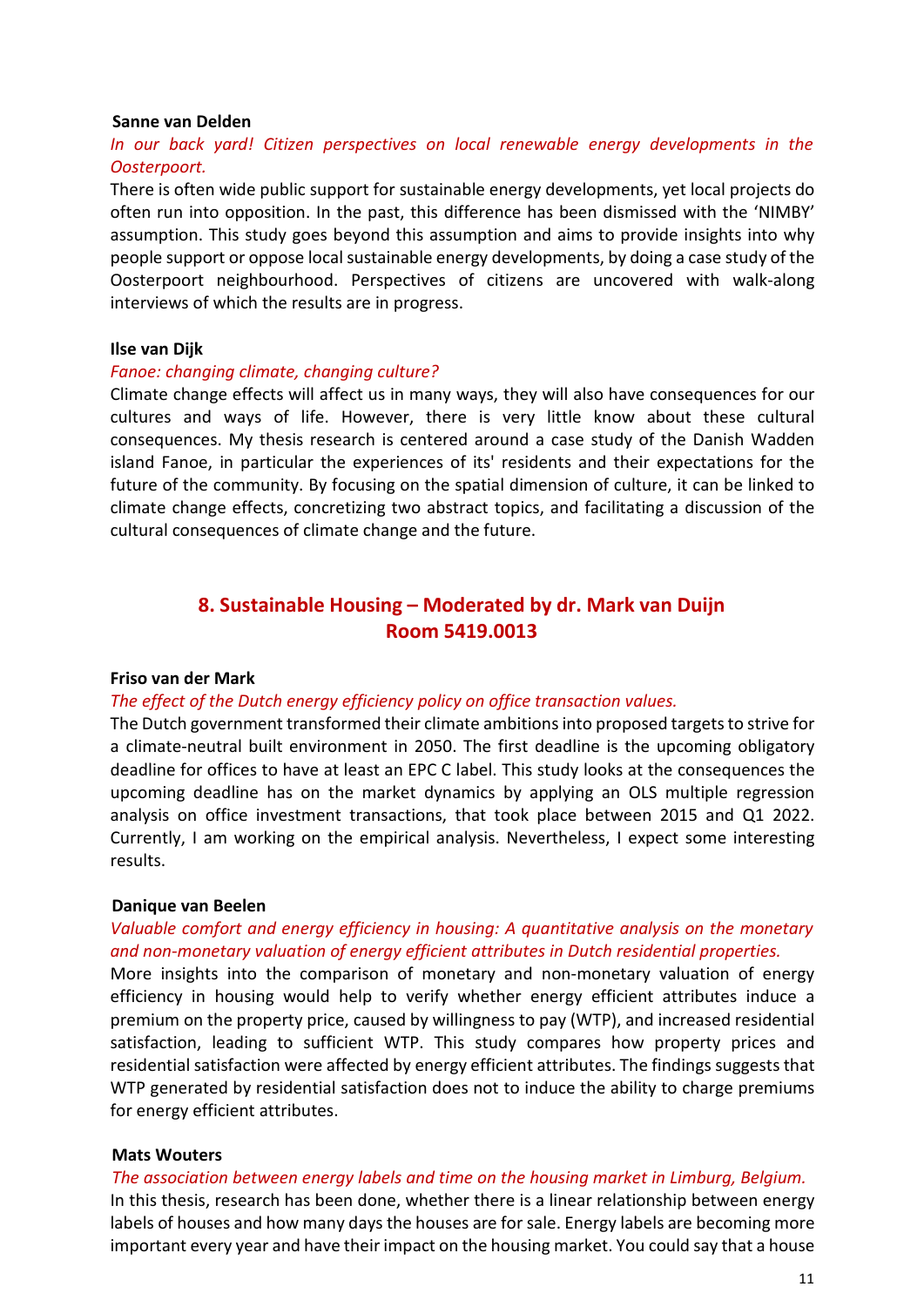**Sanne van Delden**

*In our back yard! Citizen perspectives on local renewable energy developments in the Oosterpoort.*

There is often wide public support for sustainable energy developments, yet local projects do often run into opposition. In the past, this difference has been dismissed with the 'NIMBY' assumption. This study goes beyond this assumption and aims to provide insights into why people support or oppose local sustainable energy developments, by doing a case study of the Oosterpoort neighbourhood. Perspectives of citizens are uncovered with walk-along interviews of which the results are in progress.

**Ilse van Dijk**

*Fanoe: changing climate, changing culture?*

Climate change effects will affect us in many ways, they will also have consequences for our cultures and ways of life. However, there is very little know about these cultural consequences. My thesis research is centered around a case study of the Danish Wadden island Fanoe, in particular the experiences of its' residents and their expectations for the future of the community. By focusing on the spatial dimension of culture, it can be linked to climate change effects, concretizing two abstract topics, and facilitating a discussion of the cultural consequences of climate change and the future.

## 8. Sustainable Housing – Moderated by dr. Mark van Duijn
## Room 5419.0013

**Friso van der Mark**

*The effect of the Dutch energy efficiency policy on office transaction values.*

The Dutch government transformed their climate ambitions into proposed targets to strive for a climate-neutral built environment in 2050. The first deadline is the upcoming obligatory deadline for offices to have at least an EPC C label. This study looks at the consequences the upcoming deadline has on the market dynamics by applying an OLS multiple regression analysis on office investment transactions, that took place between 2015 and Q1 2022. Currently, I am working on the empirical analysis. Nevertheless, I expect some interesting results.

**Danique van Beelen**

*Valuable comfort and energy efficiency in housing: A quantitative analysis on the monetary and non-monetary valuation of energy efficient attributes in Dutch residential properties.*

More insights into the comparison of monetary and non-monetary valuation of energy efficiency in housing would help to verify whether energy efficient attributes induce a premium on the property price, caused by willingness to pay (WTP), and increased residential satisfaction, leading to sufficient WTP. This study compares how property prices and residential satisfaction were affected by energy efficient attributes. The findings suggests that WTP generated by residential satisfaction does not to induce the ability to charge premiums for energy efficient attributes.

**Mats Wouters**

*The association between energy labels and time on the housing market in Limburg, Belgium.*

In this thesis, research has been done, whether there is a linear relationship between energy labels of houses and how many days the houses are for sale. Energy labels are becoming more important every year and have their impact on the housing market. You could say that a house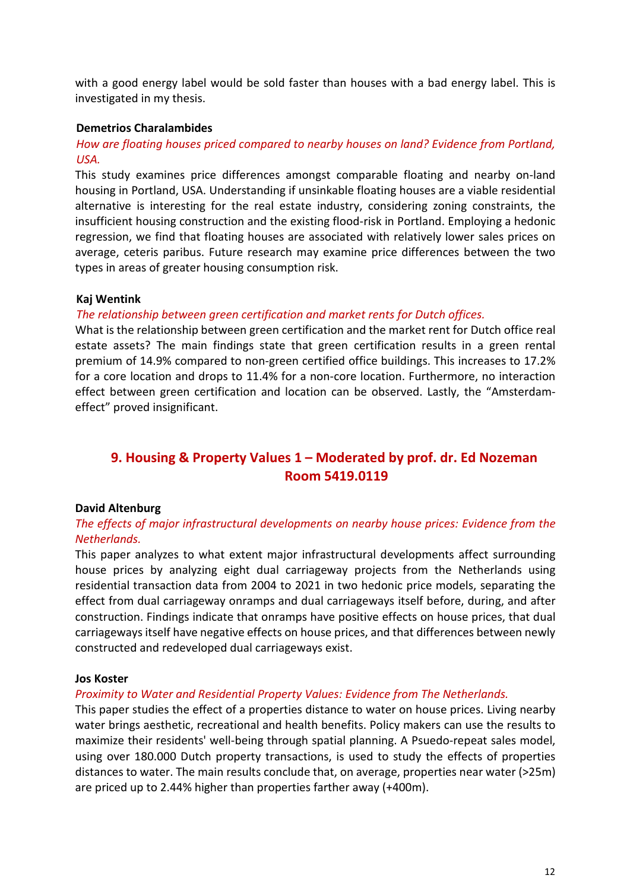with a good energy label would be sold faster than houses with a bad energy label. This is investigated in my thesis.

**Demetrios Charalambides**

*How are floating houses priced compared to nearby houses on land? Evidence from Portland, USA.*

This study examines price differences amongst comparable floating and nearby on-land housing in Portland, USA. Understanding if unsinkable floating houses are a viable residential alternative is interesting for the real estate industry, considering zoning constraints, the insufficient housing construction and the existing flood-risk in Portland. Employing a hedonic regression, we find that floating houses are associated with relatively lower sales prices on average, ceteris paribus. Future research may examine price differences between the two types in areas of greater housing consumption risk.

**Kaj Wentink**

*The relationship between green certification and market rents for Dutch offices.*

What is the relationship between green certification and the market rent for Dutch office real estate assets? The main findings state that green certification results in a green rental premium of 14.9% compared to non-green certified office buildings. This increases to 17.2% for a core location and drops to 11.4% for a non-core location. Furthermore, no interaction effect between green certification and location can be observed. Lastly, the "Amsterdam-effect" proved insignificant.

## 9. Housing & Property Values 1 – Moderated by prof. dr. Ed Nozeman Room 5419.0119

**David Altenburg**

*The effects of major infrastructural developments on nearby house prices: Evidence from the Netherlands.*

This paper analyzes to what extent major infrastructural developments affect surrounding house prices by analyzing eight dual carriageway projects from the Netherlands using residential transaction data from 2004 to 2021 in two hedonic price models, separating the effect from dual carriageway onramps and dual carriageways itself before, during, and after construction. Findings indicate that onramps have positive effects on house prices, that dual carriageways itself have negative effects on house prices, and that differences between newly constructed and redeveloped dual carriageways exist.

**Jos Koster**

*Proximity to Water and Residential Property Values: Evidence from The Netherlands.*

This paper studies the effect of a properties distance to water on house prices. Living nearby water brings aesthetic, recreational and health benefits. Policy makers can use the results to maximize their residents' well-being through spatial planning. A Psuedo-repeat sales model, using over 180.000 Dutch property transactions, is used to study the effects of properties distances to water. The main results conclude that, on average, properties near water (>25m) are priced up to 2.44% higher than properties farther away (+400m).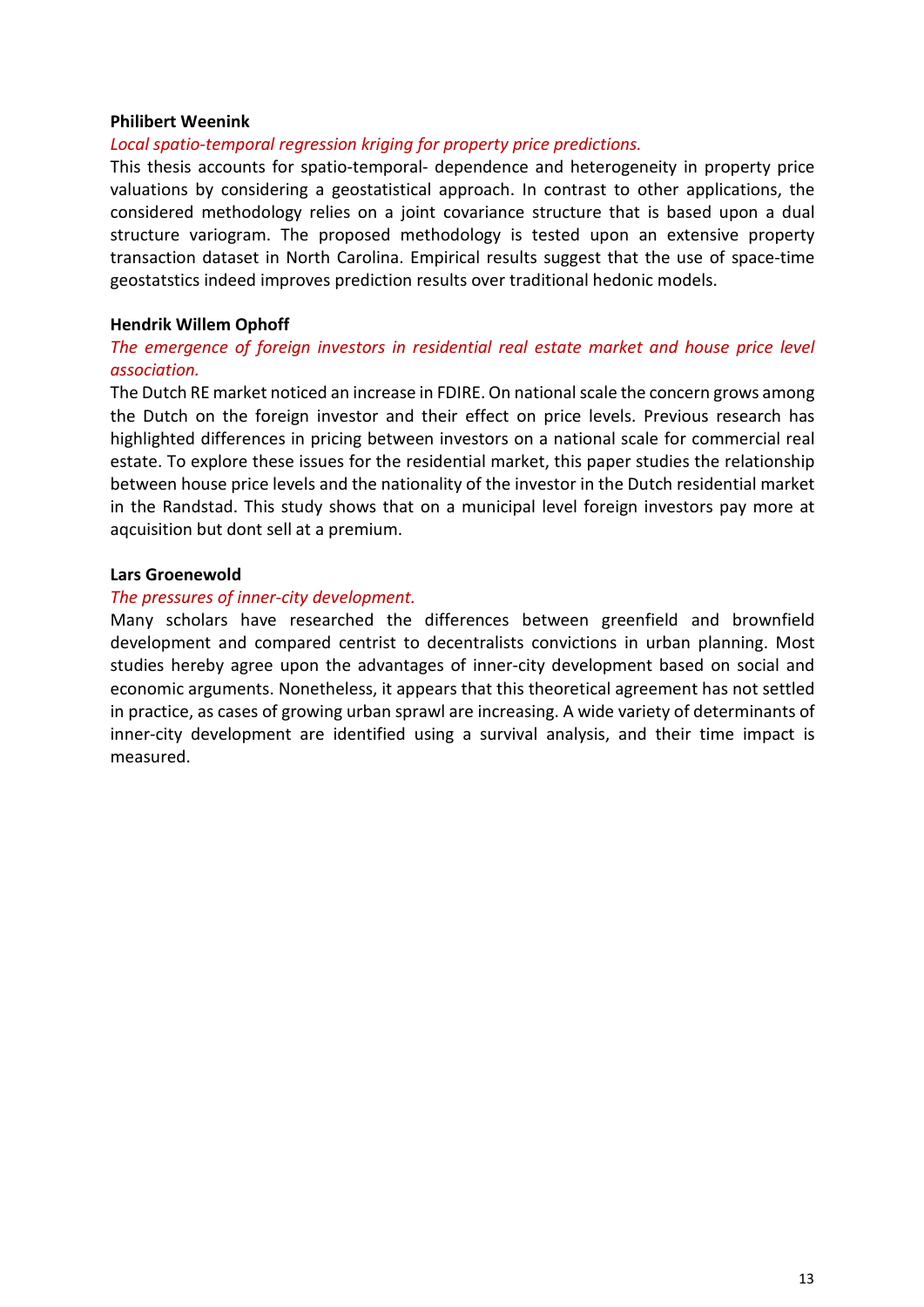**Philibert Weenink**

*Local spatio-temporal regression kriging for property price predictions.*

This thesis accounts for spatio-temporal- dependence and heterogeneity in property price valuations by considering a geostatistical approach. In contrast to other applications, the considered methodology relies on a joint covariance structure that is based upon a dual structure variogram. The proposed methodology is tested upon an extensive property transaction dataset in North Carolina. Empirical results suggest that the use of space-time geostatstics indeed improves prediction results over traditional hedonic models.

**Hendrik Willem Ophoff**

*The emergence of foreign investors in residential real estate market and house price level association.*

The Dutch RE market noticed an increase in FDIRE. On national scale the concern grows among the Dutch on the foreign investor and their effect on price levels. Previous research has highlighted differences in pricing between investors on a national scale for commercial real estate. To explore these issues for the residential market, this paper studies the relationship between house price levels and the nationality of the investor in the Dutch residential market in the Randstad. This study shows that on a municipal level foreign investors pay more at aqcuisition but dont sell at a premium.

**Lars Groenewold**

*The pressures of inner-city development.*

Many scholars have researched the differences between greenfield and brownfield development and compared centrist to decentralists convictions in urban planning. Most studies hereby agree upon the advantages of inner-city development based on social and economic arguments. Nonetheless, it appears that this theoretical agreement has not settled in practice, as cases of growing urban sprawl are increasing. A wide variety of determinants of inner-city development are identified using a survival analysis, and their time impact is measured.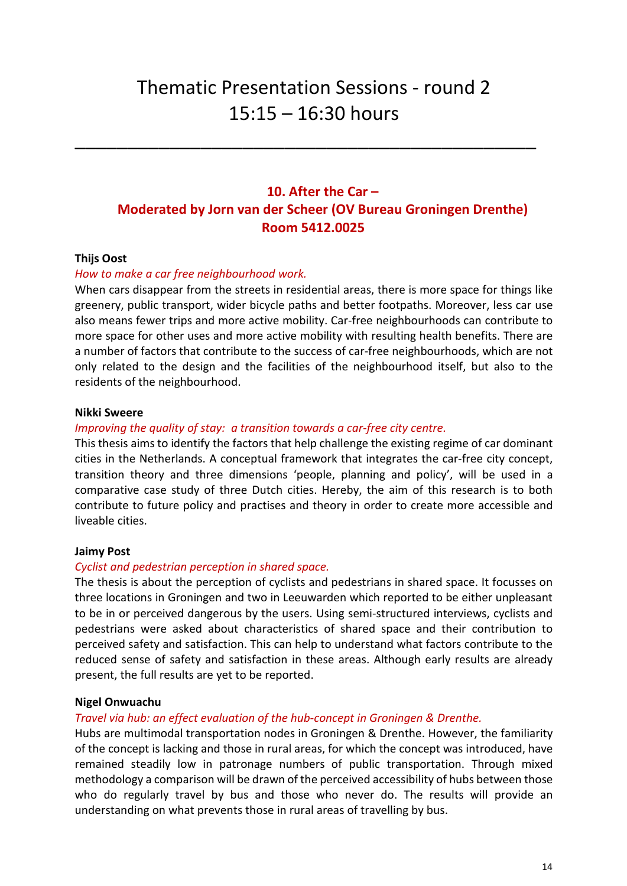# Thematic Presentation Sessions - round 2
# 15:15 – 16:30 hours

---

## 10. After the Car – Moderated by Jorn van der Scheer (OV Bureau Groningen Drenthe) Room 5412.0025

**Thijs Oost**

*How to make a car free neighbourhood work.*

When cars disappear from the streets in residential areas, there is more space for things like greenery, public transport, wider bicycle paths and better footpaths. Moreover, less car use also means fewer trips and more active mobility. Car-free neighbourhoods can contribute to more space for other uses and more active mobility with resulting health benefits. There are a number of factors that contribute to the success of car-free neighbourhoods, which are not only related to the design and the facilities of the neighbourhood itself, but also to the residents of the neighbourhood.

**Nikki Sweere**

*Improving the quality of stay: a transition towards a car-free city centre.*

This thesis aims to identify the factors that help challenge the existing regime of car dominant cities in the Netherlands. A conceptual framework that integrates the car-free city concept, transition theory and three dimensions 'people, planning and policy', will be used in a comparative case study of three Dutch cities. Hereby, the aim of this research is to both contribute to future policy and practises and theory in order to create more accessible and liveable cities.

**Jaimy Post**

*Cyclist and pedestrian perception in shared space.*

The thesis is about the perception of cyclists and pedestrians in shared space. It focusses on three locations in Groningen and two in Leeuwarden which reported to be either unpleasant to be in or perceived dangerous by the users. Using semi-structured interviews, cyclists and pedestrians were asked about characteristics of shared space and their contribution to perceived safety and satisfaction. This can help to understand what factors contribute to the reduced sense of safety and satisfaction in these areas. Although early results are already present, the full results are yet to be reported.

**Nigel Onwuachu**

*Travel via hub: an effect evaluation of the hub-concept in Groningen & Drenthe.*

Hubs are multimodal transportation nodes in Groningen & Drenthe. However, the familiarity of the concept is lacking and those in rural areas, for which the concept was introduced, have remained steadily low in patronage numbers of public transportation. Through mixed methodology a comparison will be drawn of the perceived accessibility of hubs between those who do regularly travel by bus and those who never do. The results will provide an understanding on what prevents those in rural areas of travelling by bus.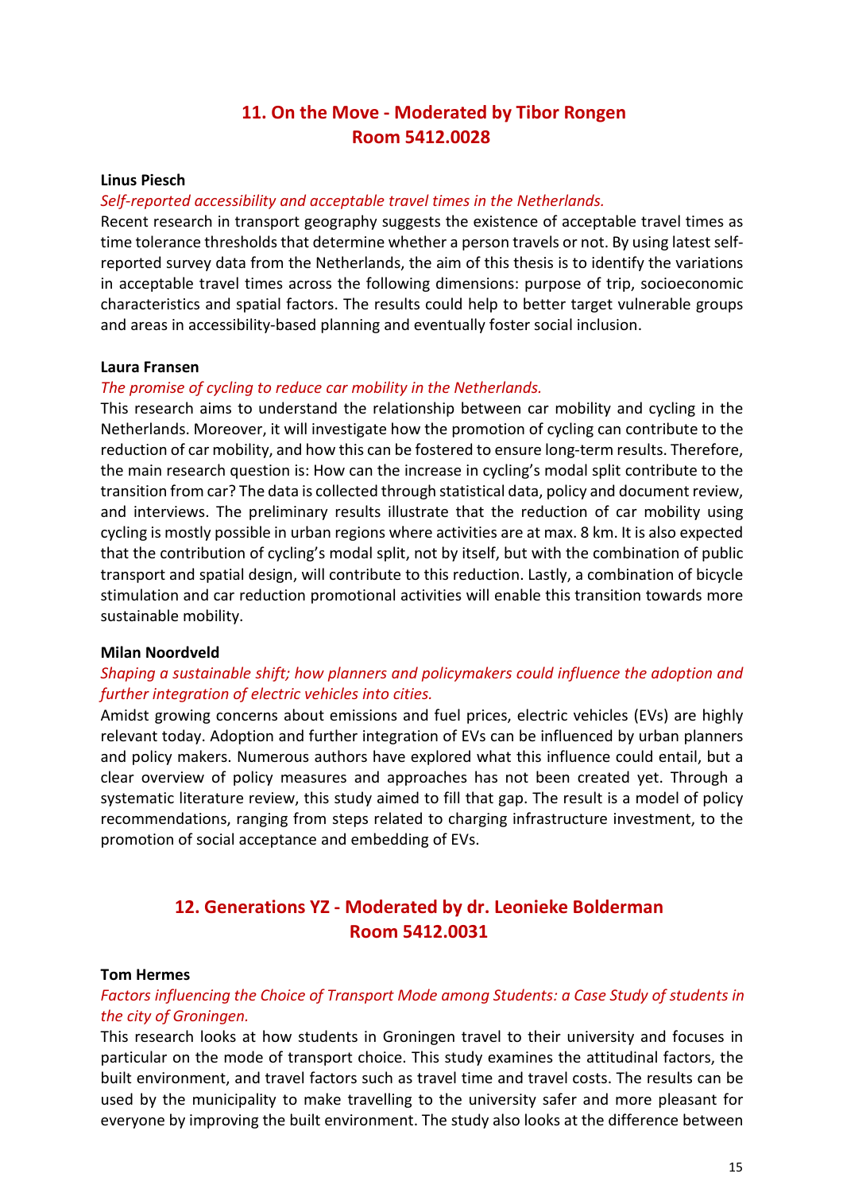## 11. On the Move - Moderated by Tibor Rongen
## Room 5412.0028

**Linus Piesch**

*Self-reported accessibility and acceptable travel times in the Netherlands.*

Recent research in transport geography suggests the existence of acceptable travel times as time tolerance thresholds that determine whether a person travels or not. By using latest self-reported survey data from the Netherlands, the aim of this thesis is to identify the variations in acceptable travel times across the following dimensions: purpose of trip, socioeconomic characteristics and spatial factors. The results could help to better target vulnerable groups and areas in accessibility-based planning and eventually foster social inclusion.

**Laura Fransen**

*The promise of cycling to reduce car mobility in the Netherlands.*

This research aims to understand the relationship between car mobility and cycling in the Netherlands. Moreover, it will investigate how the promotion of cycling can contribute to the reduction of car mobility, and how this can be fostered to ensure long-term results. Therefore, the main research question is: How can the increase in cycling's modal split contribute to the transition from car? The data is collected through statistical data, policy and document review, and interviews. The preliminary results illustrate that the reduction of car mobility using cycling is mostly possible in urban regions where activities are at max. 8 km. It is also expected that the contribution of cycling's modal split, not by itself, but with the combination of public transport and spatial design, will contribute to this reduction. Lastly, a combination of bicycle stimulation and car reduction promotional activities will enable this transition towards more sustainable mobility.

**Milan Noordveld**

*Shaping a sustainable shift; how planners and policymakers could influence the adoption and further integration of electric vehicles into cities.*

Amidst growing concerns about emissions and fuel prices, electric vehicles (EVs) are highly relevant today. Adoption and further integration of EVs can be influenced by urban planners and policy makers. Numerous authors have explored what this influence could entail, but a clear overview of policy measures and approaches has not been created yet. Through a systematic literature review, this study aimed to fill that gap. The result is a model of policy recommendations, ranging from steps related to charging infrastructure investment, to the promotion of social acceptance and embedding of EVs.

## 12. Generations YZ - Moderated by dr. Leonieke Bolderman
## Room 5412.0031

**Tom Hermes**

*Factors influencing the Choice of Transport Mode among Students: a Case Study of students in the city of Groningen.*

This research looks at how students in Groningen travel to their university and focuses in particular on the mode of transport choice. This study examines the attitudinal factors, the built environment, and travel factors such as travel time and travel costs. The results can be used by the municipality to make travelling to the university safer and more pleasant for everyone by improving the built environment. The study also looks at the difference between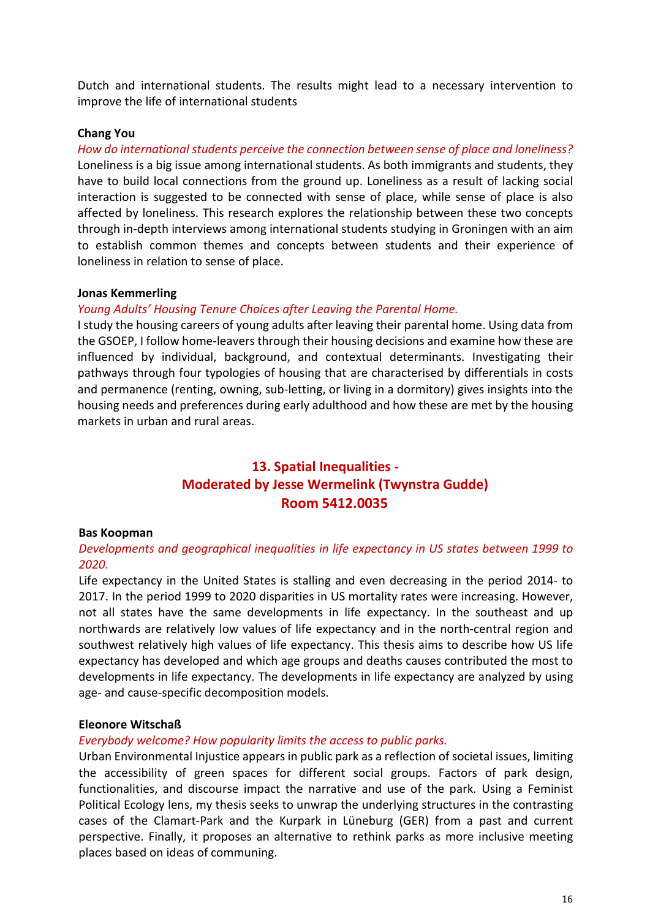Dutch and international students. The results might lead to a necessary intervention to improve the life of international students

**Chang You**

*How do international students perceive the connection between sense of place and loneliness?*

Loneliness is a big issue among international students. As both immigrants and students, they have to build local connections from the ground up. Loneliness as a result of lacking social interaction is suggested to be connected with sense of place, while sense of place is also affected by loneliness. This research explores the relationship between these two concepts through in-depth interviews among international students studying in Groningen with an aim to establish common themes and concepts between students and their experience of loneliness in relation to sense of place.

**Jonas Kemmerling**

*Young Adults' Housing Tenure Choices after Leaving the Parental Home.*

I study the housing careers of young adults after leaving their parental home. Using data from the GSOEP, I follow home-leavers through their housing decisions and examine how these are influenced by individual, background, and contextual determinants. Investigating their pathways through four typologies of housing that are characterised by differentials in costs and permanence (renting, owning, sub-letting, or living in a dormitory) gives insights into the housing needs and preferences during early adulthood and how these are met by the housing markets in urban and rural areas.

## 13. Spatial Inequalities - Moderated by Jesse Wermelink (Twynstra Gudde) Room 5412.0035

**Bas Koopman**

*Developments and geographical inequalities in life expectancy in US states between 1999 to 2020.*

Life expectancy in the United States is stalling and even decreasing in the period 2014- to 2017. In the period 1999 to 2020 disparities in US mortality rates were increasing. However, not all states have the same developments in life expectancy. In the southeast and up northwards are relatively low values of life expectancy and in the north-central region and southwest relatively high values of life expectancy. This thesis aims to describe how US life expectancy has developed and which age groups and deaths causes contributed the most to developments in life expectancy. The developments in life expectancy are analyzed by using age- and cause-specific decomposition models.

**Eleonore Witschaß**

*Everybody welcome? How popularity limits the access to public parks.*

Urban Environmental Injustice appears in public park as a reflection of societal issues, limiting the accessibility of green spaces for different social groups. Factors of park design, functionalities, and discourse impact the narrative and use of the park. Using a Feminist Political Ecology lens, my thesis seeks to unwrap the underlying structures in the contrasting cases of the Clamart-Park and the Kurpark in Lüneburg (GER) from a past and current perspective. Finally, it proposes an alternative to rethink parks as more inclusive meeting places based on ideas of communing.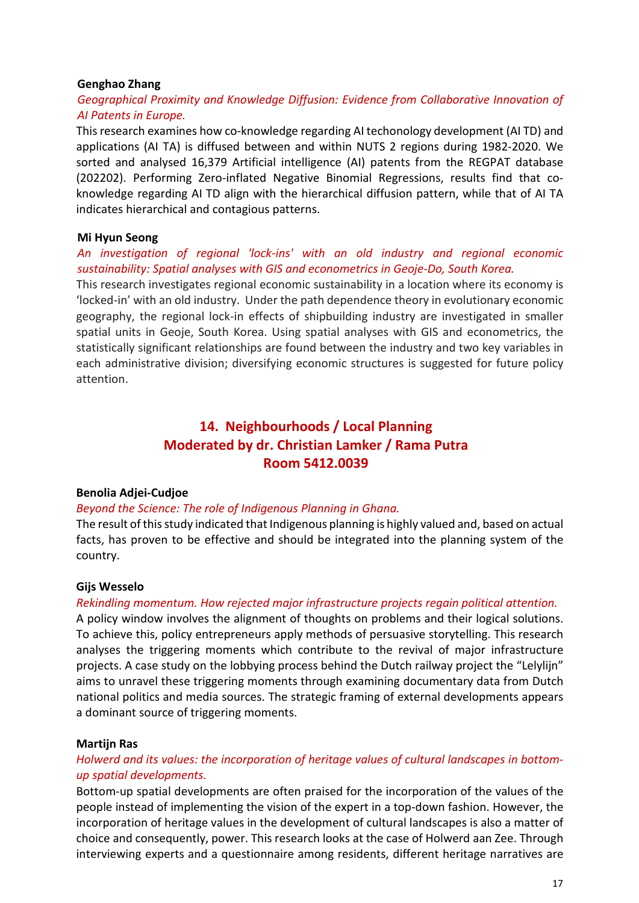**Genghao Zhang**

*Geographical Proximity and Knowledge Diffusion: Evidence from Collaborative Innovation of AI Patents in Europe.*

This research examines how co-knowledge regarding AI techonology development (AI TD) and applications (AI TA) is diffused between and within NUTS 2 regions during 1982-2020. We sorted and analysed 16,379 Artificial intelligence (AI) patents from the REGPAT database (202202). Performing Zero-inflated Negative Binomial Regressions, results find that co-knowledge regarding AI TD align with the hierarchical diffusion pattern, while that of AI TA indicates hierarchical and contagious patterns.

**Mi Hyun Seong**

*An investigation of regional 'lock-ins' with an old industry and regional economic sustainability: Spatial analyses with GIS and econometrics in Geoje-Do, South Korea.*

This research investigates regional economic sustainability in a location where its economy is 'locked-in' with an old industry. Under the path dependence theory in evolutionary economic geography, the regional lock-in effects of shipbuilding industry are investigated in smaller spatial units in Geoje, South Korea. Using spatial analyses with GIS and econometrics, the statistically significant relationships are found between the industry and two key variables in each administrative division; diversifying economic structures is suggested for future policy attention.

## 14. Neighbourhoods / Local Planning
## Moderated by dr. Christian Lamker / Rama Putra
## Room 5412.0039

**Benolia Adjei-Cudjoe**

*Beyond the Science: The role of Indigenous Planning in Ghana.*

The result of this study indicated that Indigenous planning is highly valued and, based on actual facts, has proven to be effective and should be integrated into the planning system of the country.

**Gijs Wesselo**

*Rekindling momentum. How rejected major infrastructure projects regain political attention.*

A policy window involves the alignment of thoughts on problems and their logical solutions. To achieve this, policy entrepreneurs apply methods of persuasive storytelling. This research analyses the triggering moments which contribute to the revival of major infrastructure projects. A case study on the lobbying process behind the Dutch railway project the "Lelylijn" aims to unravel these triggering moments through examining documentary data from Dutch national politics and media sources. The strategic framing of external developments appears a dominant source of triggering moments.

**Martijn Ras**

*Holwerd and its values: the incorporation of heritage values of cultural landscapes in bottom-up spatial developments.*

Bottom-up spatial developments are often praised for the incorporation of the values of the people instead of implementing the vision of the expert in a top-down fashion. However, the incorporation of heritage values in the development of cultural landscapes is also a matter of choice and consequently, power. This research looks at the case of Holwerd aan Zee. Through interviewing experts and a questionnaire among residents, different heritage narratives are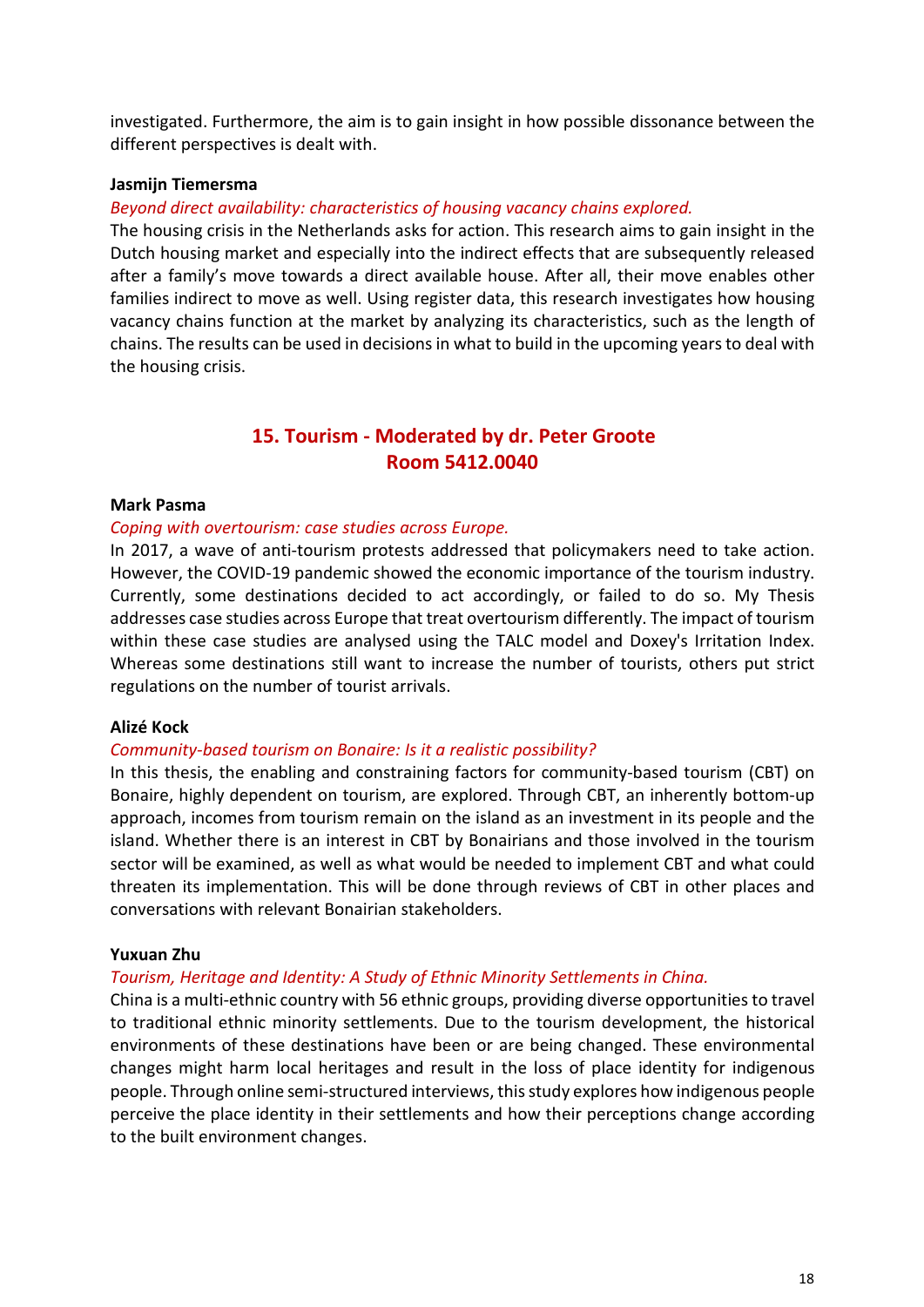investigated. Furthermore, the aim is to gain insight in how possible dissonance between the different perspectives is dealt with.

**Jasmijn Tiemersma**

*Beyond direct availability: characteristics of housing vacancy chains explored.*

The housing crisis in the Netherlands asks for action. This research aims to gain insight in the Dutch housing market and especially into the indirect effects that are subsequently released after a family's move towards a direct available house. After all, their move enables other families indirect to move as well. Using register data, this research investigates how housing vacancy chains function at the market by analyzing its characteristics, such as the length of chains. The results can be used in decisions in what to build in the upcoming years to deal with the housing crisis.

## 15. Tourism - Moderated by dr. Peter Groote
## Room 5412.0040

**Mark Pasma**

*Coping with overtourism: case studies across Europe.*

In 2017, a wave of anti-tourism protests addressed that policymakers need to take action. However, the COVID-19 pandemic showed the economic importance of the tourism industry. Currently, some destinations decided to act accordingly, or failed to do so. My Thesis addresses case studies across Europe that treat overtourism differently. The impact of tourism within these case studies are analysed using the TALC model and Doxey's Irritation Index. Whereas some destinations still want to increase the number of tourists, others put strict regulations on the number of tourist arrivals.

**Alizé Kock**

*Community-based tourism on Bonaire: Is it a realistic possibility?*

In this thesis, the enabling and constraining factors for community-based tourism (CBT) on Bonaire, highly dependent on tourism, are explored. Through CBT, an inherently bottom-up approach, incomes from tourism remain on the island as an investment in its people and the island. Whether there is an interest in CBT by Bonairians and those involved in the tourism sector will be examined, as well as what would be needed to implement CBT and what could threaten its implementation. This will be done through reviews of CBT in other places and conversations with relevant Bonairian stakeholders.

**Yuxuan Zhu**

*Tourism, Heritage and Identity: A Study of Ethnic Minority Settlements in China.*

China is a multi-ethnic country with 56 ethnic groups, providing diverse opportunities to travel to traditional ethnic minority settlements. Due to the tourism development, the historical environments of these destinations have been or are being changed. These environmental changes might harm local heritages and result in the loss of place identity for indigenous people. Through online semi-structured interviews, this study explores how indigenous people perceive the place identity in their settlements and how their perceptions change according to the built environment changes.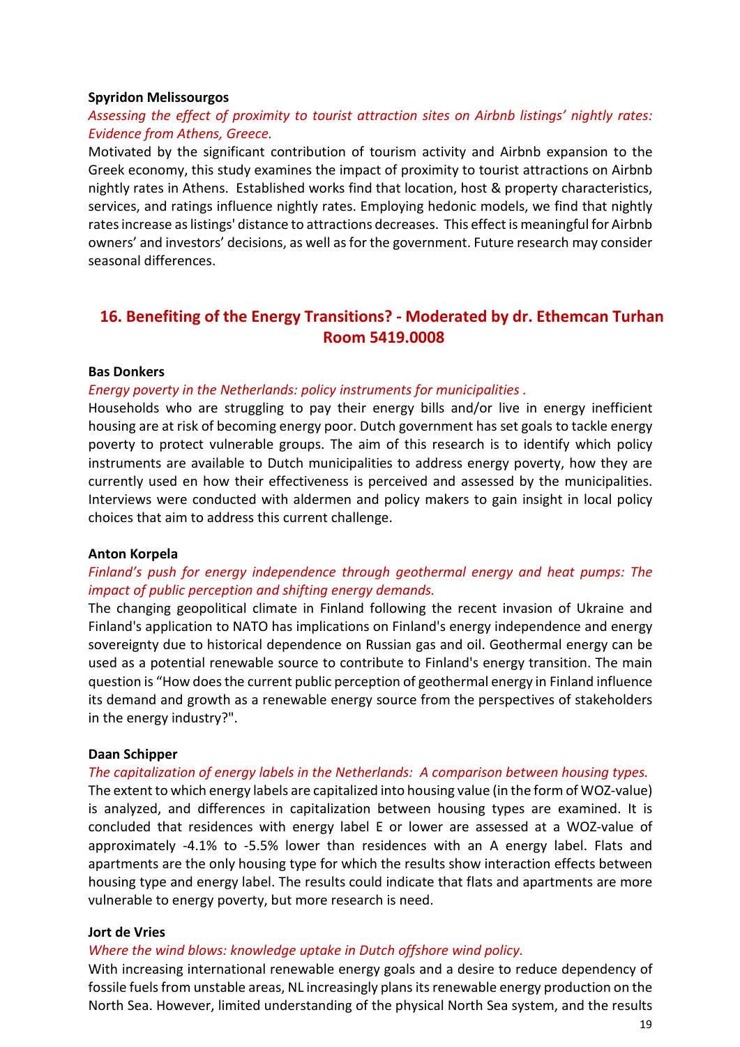**Spyridon Melissourgos**

*Assessing the effect of proximity to tourist attraction sites on Airbnb listings' nightly rates: Evidence from Athens, Greece.*

Motivated by the significant contribution of tourism activity and Airbnb expansion to the Greek economy, this study examines the impact of proximity to tourist attractions on Airbnb nightly rates in Athens. Established works find that location, host & property characteristics, services, and ratings influence nightly rates. Employing hedonic models, we find that nightly rates increase as listings' distance to attractions decreases. This effect is meaningful for Airbnb owners' and investors' decisions, as well as for the government. Future research may consider seasonal differences.

## 16. Benefiting of the Energy Transitions? - Moderated by dr. Ethemcan Turhan Room 5419.0008

**Bas Donkers**

*Energy poverty in the Netherlands: policy instruments for municipalities .*

Households who are struggling to pay their energy bills and/or live in energy inefficient housing are at risk of becoming energy poor. Dutch government has set goals to tackle energy poverty to protect vulnerable groups. The aim of this research is to identify which policy instruments are available to Dutch municipalities to address energy poverty, how they are currently used en how their effectiveness is perceived and assessed by the municipalities. Interviews were conducted with aldermen and policy makers to gain insight in local policy choices that aim to address this current challenge.

**Anton Korpela**

*Finland's push for energy independence through geothermal energy and heat pumps: The impact of public perception and shifting energy demands.*

The changing geopolitical climate in Finland following the recent invasion of Ukraine and Finland's application to NATO has implications on Finland's energy independence and energy sovereignty due to historical dependence on Russian gas and oil. Geothermal energy can be used as a potential renewable source to contribute to Finland's energy transition. The main question is "How does the current public perception of geothermal energy in Finland influence its demand and growth as a renewable energy source from the perspectives of stakeholders in the energy industry?".

**Daan Schipper**

*The capitalization of energy labels in the Netherlands: A comparison between housing types.*

The extent to which energy labels are capitalized into housing value (in the form of WOZ-value) is analyzed, and differences in capitalization between housing types are examined. It is concluded that residences with energy label E or lower are assessed at a WOZ-value of approximately -4.1% to -5.5% lower than residences with an A energy label. Flats and apartments are the only housing type for which the results show interaction effects between housing type and energy label. The results could indicate that flats and apartments are more vulnerable to energy poverty, but more research is need.

**Jort de Vries**

*Where the wind blows: knowledge uptake in Dutch offshore wind policy.*

With increasing international renewable energy goals and a desire to reduce dependency of fossile fuels from unstable areas, NL increasingly plans its renewable energy production on the North Sea. However, limited understanding of the physical North Sea system, and the results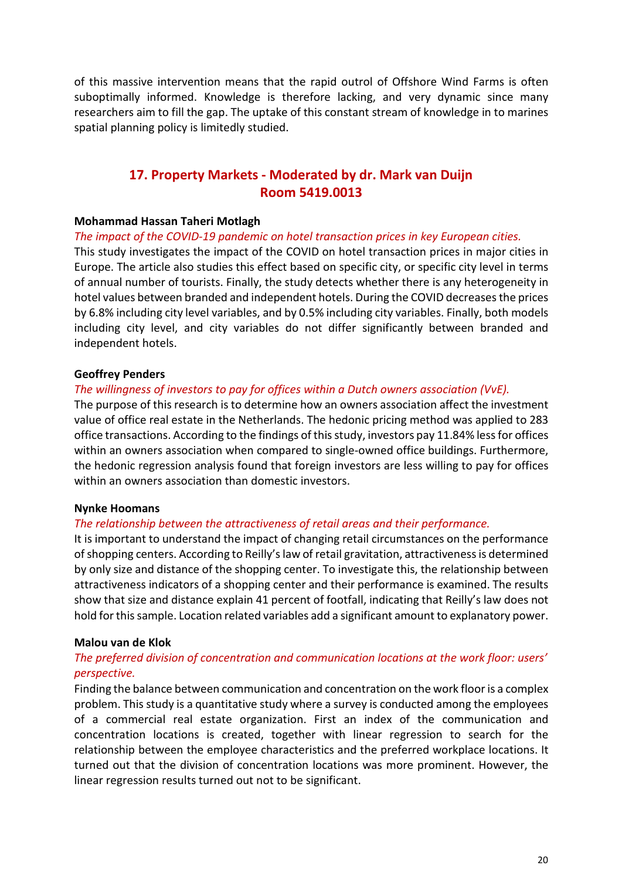of this massive intervention means that the rapid outrol of Offshore Wind Farms is often suboptimally informed. Knowledge is therefore lacking, and very dynamic since many researchers aim to fill the gap. The uptake of this constant stream of knowledge in to marines spatial planning policy is limitedly studied.

## 17. Property Markets - Moderated by dr. Mark van Duijn Room 5419.0013

**Mohammad Hassan Taheri Motlagh**

*The impact of the COVID-19 pandemic on hotel transaction prices in key European cities.*

This study investigates the impact of the COVID on hotel transaction prices in major cities in Europe. The article also studies this effect based on specific city, or specific city level in terms of annual number of tourists. Finally, the study detects whether there is any heterogeneity in hotel values between branded and independent hotels. During the COVID decreases the prices by 6.8% including city level variables, and by 0.5% including city variables. Finally, both models including city level, and city variables do not differ significantly between branded and independent hotels.

**Geoffrey Penders**

*The willingness of investors to pay for offices within a Dutch owners association (VvE).*

The purpose of this research is to determine how an owners association affect the investment value of office real estate in the Netherlands. The hedonic pricing method was applied to 283 office transactions. According to the findings of this study, investors pay 11.84% less for offices within an owners association when compared to single-owned office buildings. Furthermore, the hedonic regression analysis found that foreign investors are less willing to pay for offices within an owners association than domestic investors.

**Nynke Hoomans**

*The relationship between the attractiveness of retail areas and their performance.*

It is important to understand the impact of changing retail circumstances on the performance of shopping centers. According to Reilly's law of retail gravitation, attractiveness is determined by only size and distance of the shopping center. To investigate this, the relationship between attractiveness indicators of a shopping center and their performance is examined. The results show that size and distance explain 41 percent of footfall, indicating that Reilly's law does not hold for this sample. Location related variables add a significant amount to explanatory power.

**Malou van de Klok**

*The preferred division of concentration and communication locations at the work floor: users' perspective.*

Finding the balance between communication and concentration on the work floor is a complex problem. This study is a quantitative study where a survey is conducted among the employees of a commercial real estate organization. First an index of the communication and concentration locations is created, together with linear regression to search for the relationship between the employee characteristics and the preferred workplace locations. It turned out that the division of concentration locations was more prominent. However, the linear regression results turned out not to be significant.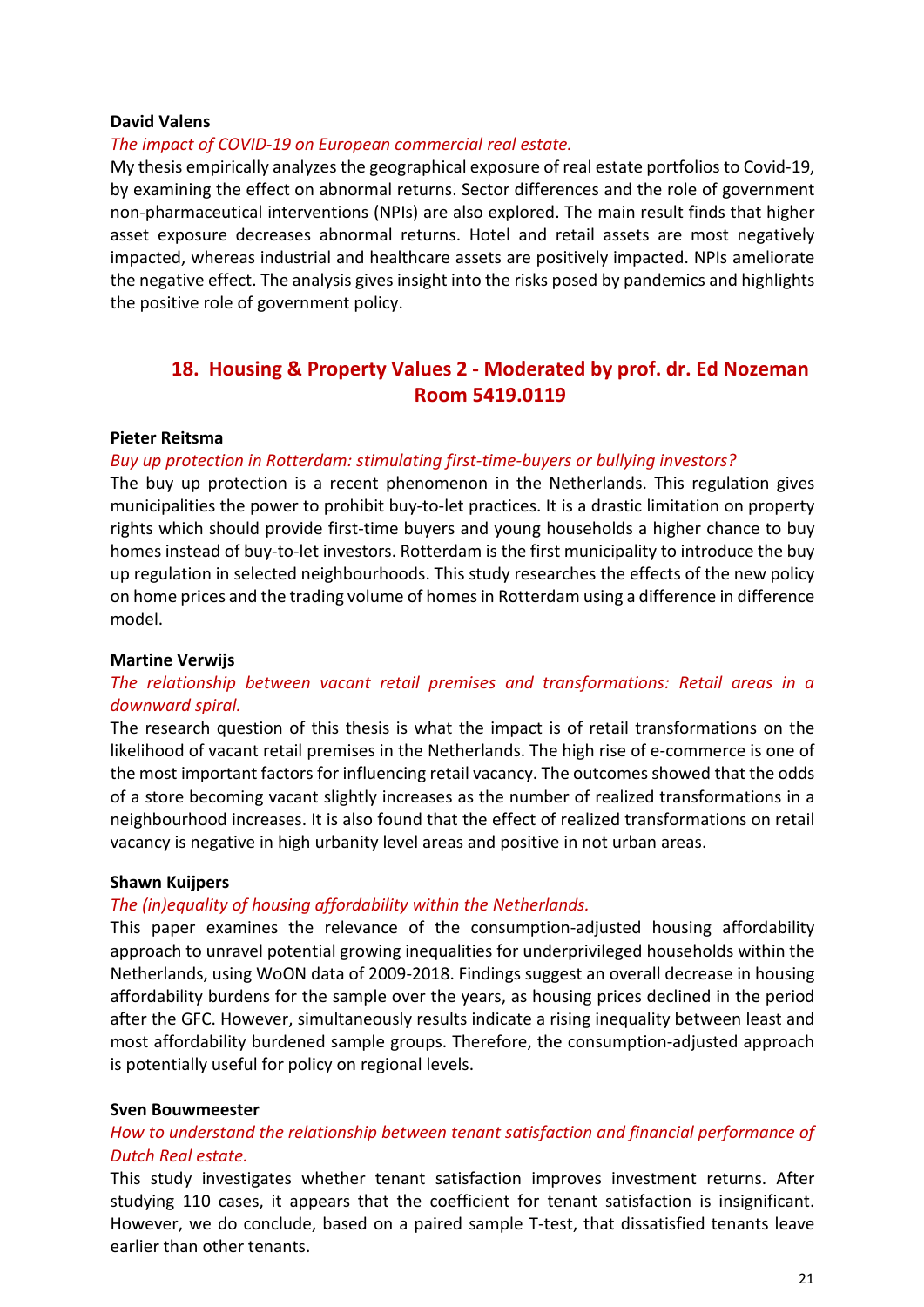**David Valens**

*The impact of COVID-19 on European commercial real estate.*

My thesis empirically analyzes the geographical exposure of real estate portfolios to Covid-19, by examining the effect on abnormal returns. Sector differences and the role of government non-pharmaceutical interventions (NPIs) are also explored. The main result finds that higher asset exposure decreases abnormal returns. Hotel and retail assets are most negatively impacted, whereas industrial and healthcare assets are positively impacted. NPIs ameliorate the negative effect. The analysis gives insight into the risks posed by pandemics and highlights the positive role of government policy.

## 18. Housing & Property Values 2 - Moderated by prof. dr. Ed Nozeman Room 5419.0119

**Pieter Reitsma**

*Buy up protection in Rotterdam: stimulating first-time-buyers or bullying investors?*

The buy up protection is a recent phenomenon in the Netherlands. This regulation gives municipalities the power to prohibit buy-to-let practices. It is a drastic limitation on property rights which should provide first-time buyers and young households a higher chance to buy homes instead of buy-to-let investors. Rotterdam is the first municipality to introduce the buy up regulation in selected neighbourhoods. This study researches the effects of the new policy on home prices and the trading volume of homes in Rotterdam using a difference in difference model.

**Martine Verwijs**

*The relationship between vacant retail premises and transformations: Retail areas in a downward spiral.*

The research question of this thesis is what the impact is of retail transformations on the likelihood of vacant retail premises in the Netherlands. The high rise of e-commerce is one of the most important factors for influencing retail vacancy. The outcomes showed that the odds of a store becoming vacant slightly increases as the number of realized transformations in a neighbourhood increases. It is also found that the effect of realized transformations on retail vacancy is negative in high urbanity level areas and positive in not urban areas.

**Shawn Kuijpers**

*The (in)equality of housing affordability within the Netherlands.*

This paper examines the relevance of the consumption-adjusted housing affordability approach to unravel potential growing inequalities for underprivileged households within the Netherlands, using WoON data of 2009-2018. Findings suggest an overall decrease in housing affordability burdens for the sample over the years, as housing prices declined in the period after the GFC. However, simultaneously results indicate a rising inequality between least and most affordability burdened sample groups. Therefore, the consumption-adjusted approach is potentially useful for policy on regional levels.

**Sven Bouwmeester**

*How to understand the relationship between tenant satisfaction and financial performance of Dutch Real estate.*

This study investigates whether tenant satisfaction improves investment returns. After studying 110 cases, it appears that the coefficient for tenant satisfaction is insignificant. However, we do conclude, based on a paired sample T-test, that dissatisfied tenants leave earlier than other tenants.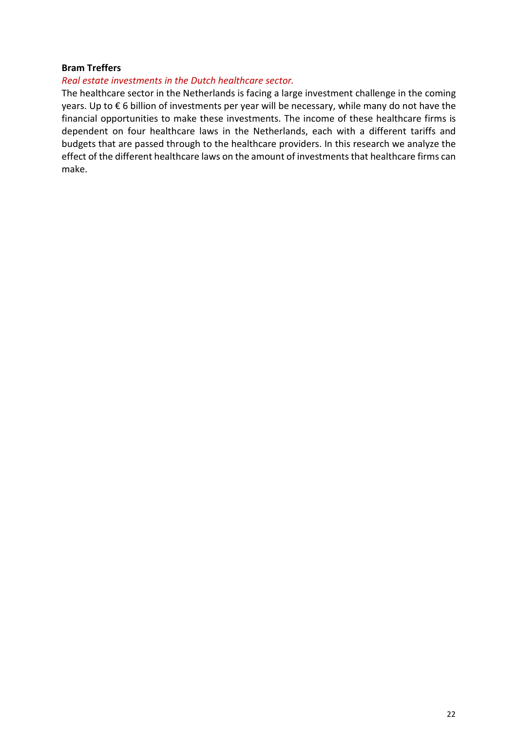**Bram Treffers**

*Real estate investments in the Dutch healthcare sector.*

The healthcare sector in the Netherlands is facing a large investment challenge in the coming years. Up to € 6 billion of investments per year will be necessary, while many do not have the financial opportunities to make these investments. The income of these healthcare firms is dependent on four healthcare laws in the Netherlands, each with a different tariffs and budgets that are passed through to the healthcare providers. In this research we analyze the effect of the different healthcare laws on the amount of investments that healthcare firms can make.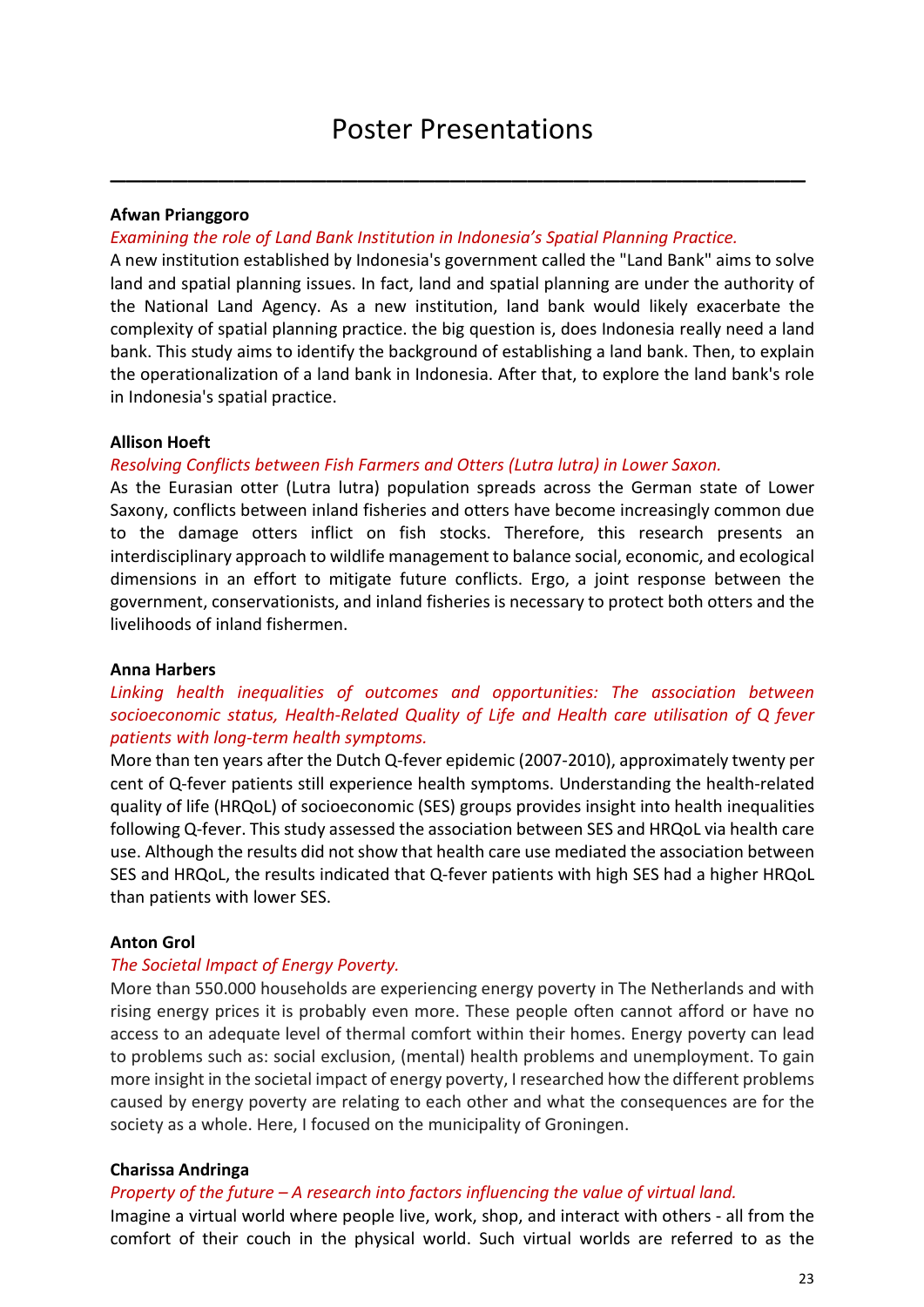# Poster Presentations

---

**Afwan Prianggoro**

*Examining the role of Land Bank Institution in Indonesia's Spatial Planning Practice.*

A new institution established by Indonesia's government called the "Land Bank" aims to solve land and spatial planning issues. In fact, land and spatial planning are under the authority of the National Land Agency. As a new institution, land bank would likely exacerbate the complexity of spatial planning practice. the big question is, does Indonesia really need a land bank. This study aims to identify the background of establishing a land bank. Then, to explain the operationalization of a land bank in Indonesia. After that, to explore the land bank's role in Indonesia's spatial practice.

**Allison Hoeft**

*Resolving Conflicts between Fish Farmers and Otters (Lutra lutra) in Lower Saxon.*

As the Eurasian otter (Lutra lutra) population spreads across the German state of Lower Saxony, conflicts between inland fisheries and otters have become increasingly common due to the damage otters inflict on fish stocks. Therefore, this research presents an interdisciplinary approach to wildlife management to balance social, economic, and ecological dimensions in an effort to mitigate future conflicts. Ergo, a joint response between the government, conservationists, and inland fisheries is necessary to protect both otters and the livelihoods of inland fishermen.

**Anna Harbers**

*Linking health inequalities of outcomes and opportunities: The association between socioeconomic status, Health-Related Quality of Life and Health care utilisation of Q fever patients with long-term health symptoms.*

More than ten years after the Dutch Q-fever epidemic (2007-2010), approximately twenty per cent of Q-fever patients still experience health symptoms. Understanding the health-related quality of life (HRQoL) of socioeconomic (SES) groups provides insight into health inequalities following Q-fever. This study assessed the association between SES and HRQoL via health care use. Although the results did not show that health care use mediated the association between SES and HRQoL, the results indicated that Q-fever patients with high SES had a higher HRQoL than patients with lower SES.

**Anton Grol**

*The Societal Impact of Energy Poverty.*

More than 550.000 households are experiencing energy poverty in The Netherlands and with rising energy prices it is probably even more. These people often cannot afford or have no access to an adequate level of thermal comfort within their homes. Energy poverty can lead to problems such as: social exclusion, (mental) health problems and unemployment. To gain more insight in the societal impact of energy poverty, I researched how the different problems caused by energy poverty are relating to each other and what the consequences are for the society as a whole. Here, I focused on the municipality of Groningen.

**Charissa Andringa**

*Property of the future – A research into factors influencing the value of virtual land.*

Imagine a virtual world where people live, work, shop, and interact with others - all from the comfort of their couch in the physical world. Such virtual worlds are referred to as the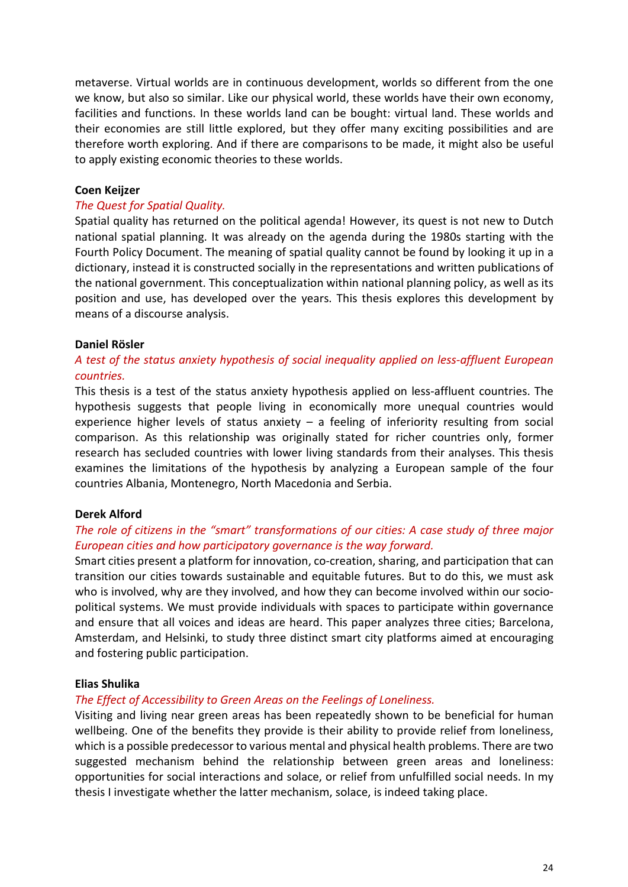metaverse. Virtual worlds are in continuous development, worlds so different from the one we know, but also so similar. Like our physical world, these worlds have their own economy, facilities and functions. In these worlds land can be bought: virtual land. These worlds and their economies are still little explored, but they offer many exciting possibilities and are therefore worth exploring. And if there are comparisons to be made, it might also be useful to apply existing economic theories to these worlds.

**Coen Keijzer**

*The Quest for Spatial Quality.*

Spatial quality has returned on the political agenda! However, its quest is not new to Dutch national spatial planning. It was already on the agenda during the 1980s starting with the Fourth Policy Document. The meaning of spatial quality cannot be found by looking it up in a dictionary, instead it is constructed socially in the representations and written publications of the national government. This conceptualization within national planning policy, as well as its position and use, has developed over the years. This thesis explores this development by means of a discourse analysis.

**Daniel Rösler**

*A test of the status anxiety hypothesis of social inequality applied on less-affluent European countries.*

This thesis is a test of the status anxiety hypothesis applied on less-affluent countries. The hypothesis suggests that people living in economically more unequal countries would experience higher levels of status anxiety – a feeling of inferiority resulting from social comparison. As this relationship was originally stated for richer countries only, former research has secluded countries with lower living standards from their analyses. This thesis examines the limitations of the hypothesis by analyzing a European sample of the four countries Albania, Montenegro, North Macedonia and Serbia.

**Derek Alford**

*The role of citizens in the "smart" transformations of our cities: A case study of three major European cities and how participatory governance is the way forward.*

Smart cities present a platform for innovation, co-creation, sharing, and participation that can transition our cities towards sustainable and equitable futures. But to do this, we must ask who is involved, why are they involved, and how they can become involved within our socio-political systems. We must provide individuals with spaces to participate within governance and ensure that all voices and ideas are heard. This paper analyzes three cities; Barcelona, Amsterdam, and Helsinki, to study three distinct smart city platforms aimed at encouraging and fostering public participation.

**Elias Shulika**

*The Effect of Accessibility to Green Areas on the Feelings of Loneliness.*

Visiting and living near green areas has been repeatedly shown to be beneficial for human wellbeing. One of the benefits they provide is their ability to provide relief from loneliness, which is a possible predecessor to various mental and physical health problems. There are two suggested mechanism behind the relationship between green areas and loneliness: opportunities for social interactions and solace, or relief from unfulfilled social needs. In my thesis I investigate whether the latter mechanism, solace, is indeed taking place.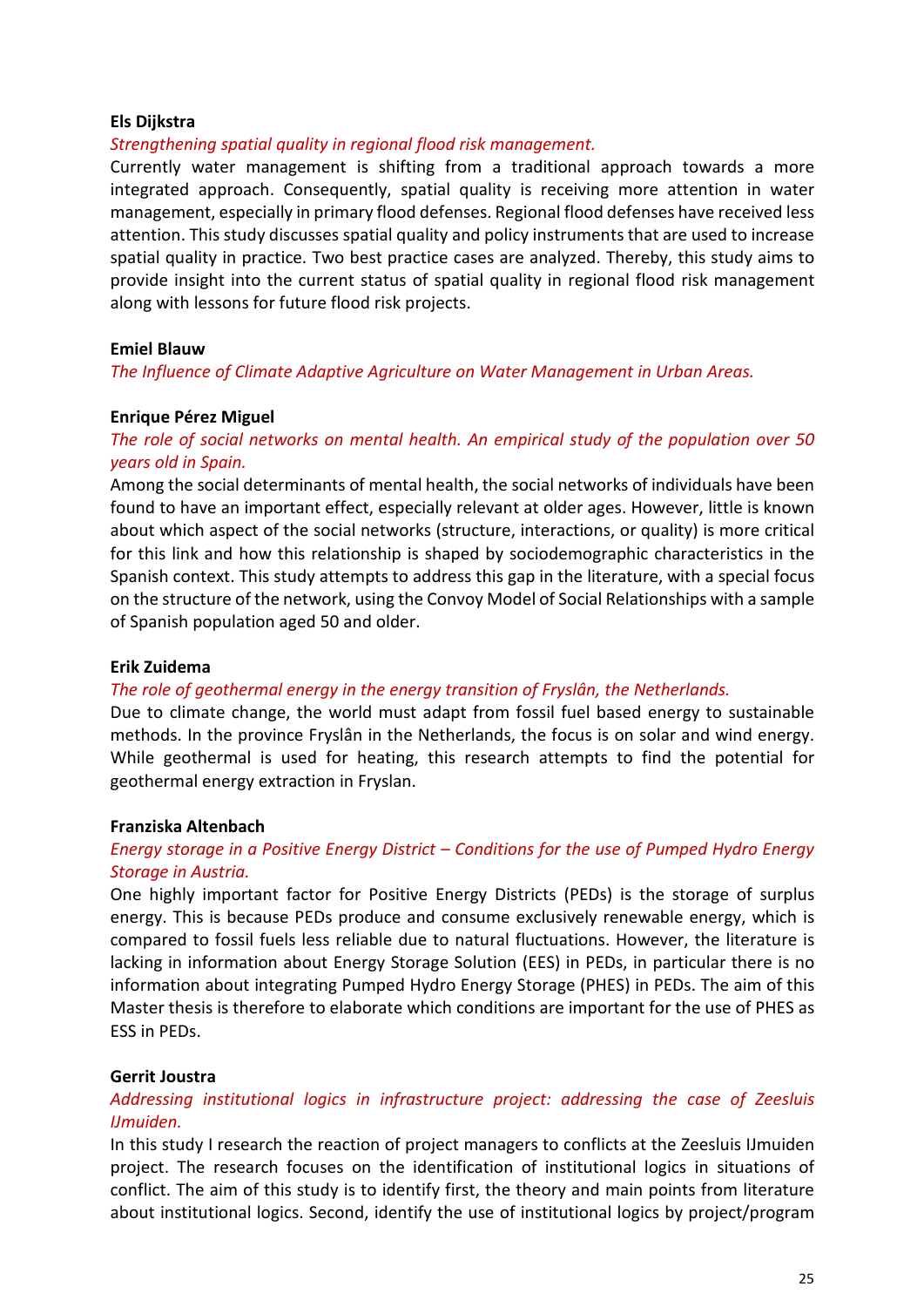**Els Dijkstra**

*Strengthening spatial quality in regional flood risk management.*

Currently water management is shifting from a traditional approach towards a more integrated approach. Consequently, spatial quality is receiving more attention in water management, especially in primary flood defenses. Regional flood defenses have received less attention. This study discusses spatial quality and policy instruments that are used to increase spatial quality in practice. Two best practice cases are analyzed. Thereby, this study aims to provide insight into the current status of spatial quality in regional flood risk management along with lessons for future flood risk projects.

**Emiel Blauw**

*The Influence of Climate Adaptive Agriculture on Water Management in Urban Areas.*

**Enrique Pérez Miguel**

*The role of social networks on mental health. An empirical study of the population over 50 years old in Spain.*

Among the social determinants of mental health, the social networks of individuals have been found to have an important effect, especially relevant at older ages. However, little is known about which aspect of the social networks (structure, interactions, or quality) is more critical for this link and how this relationship is shaped by sociodemographic characteristics in the Spanish context. This study attempts to address this gap in the literature, with a special focus on the structure of the network, using the Convoy Model of Social Relationships with a sample of Spanish population aged 50 and older.

**Erik Zuidema**

*The role of geothermal energy in the energy transition of Fryslân, the Netherlands.*

Due to climate change, the world must adapt from fossil fuel based energy to sustainable methods. In the province Fryslân in the Netherlands, the focus is on solar and wind energy. While geothermal is used for heating, this research attempts to find the potential for geothermal energy extraction in Fryslan.

**Franziska Altenbach**

*Energy storage in a Positive Energy District – Conditions for the use of Pumped Hydro Energy Storage in Austria.*

One highly important factor for Positive Energy Districts (PEDs) is the storage of surplus energy. This is because PEDs produce and consume exclusively renewable energy, which is compared to fossil fuels less reliable due to natural fluctuations. However, the literature is lacking in information about Energy Storage Solution (EES) in PEDs, in particular there is no information about integrating Pumped Hydro Energy Storage (PHES) in PEDs. The aim of this Master thesis is therefore to elaborate which conditions are important for the use of PHES as ESS in PEDs.

**Gerrit Joustra**

*Addressing institutional logics in infrastructure project: addressing the case of Zeesluis IJmuiden.*

In this study I research the reaction of project managers to conflicts at the Zeesluis IJmuiden project. The research focuses on the identification of institutional logics in situations of conflict. The aim of this study is to identify first, the theory and main points from literature about institutional logics. Second, identify the use of institutional logics by project/program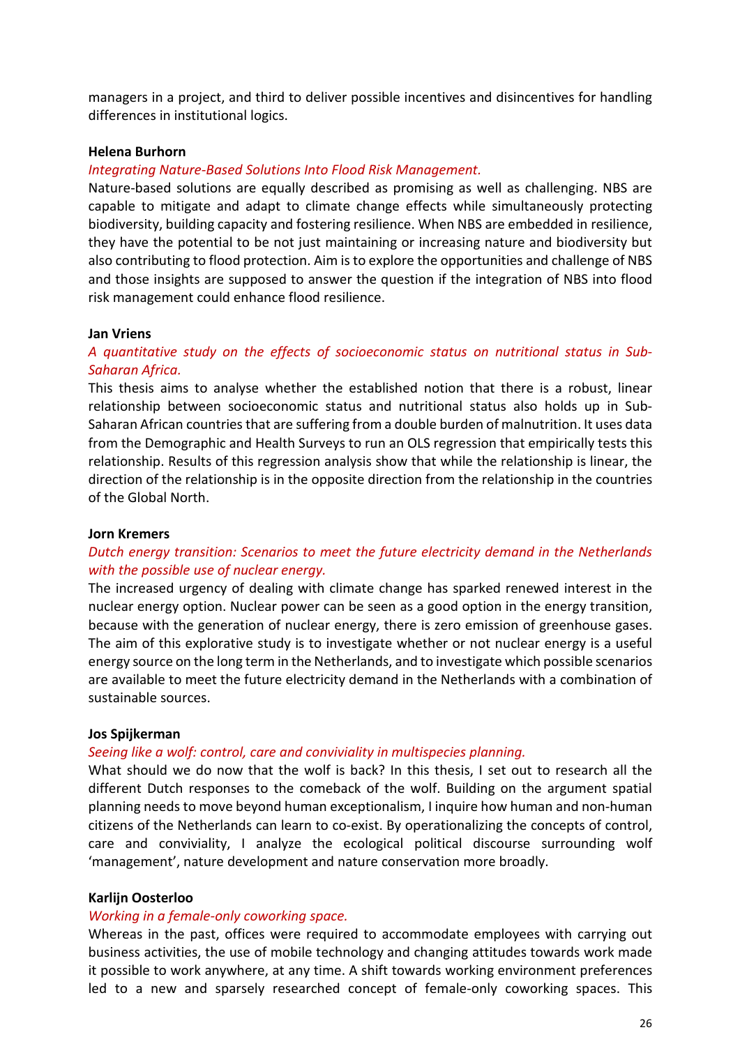managers in a project, and third to deliver possible incentives and disincentives for handling differences in institutional logics.

**Helena Burhorn**

*Integrating Nature-Based Solutions Into Flood Risk Management.*

Nature-based solutions are equally described as promising as well as challenging. NBS are capable to mitigate and adapt to climate change effects while simultaneously protecting biodiversity, building capacity and fostering resilience. When NBS are embedded in resilience, they have the potential to be not just maintaining or increasing nature and biodiversity but also contributing to flood protection. Aim is to explore the opportunities and challenge of NBS and those insights are supposed to answer the question if the integration of NBS into flood risk management could enhance flood resilience.

**Jan Vriens**

*A quantitative study on the effects of socioeconomic status on nutritional status in Sub-Saharan Africa.*

This thesis aims to analyse whether the established notion that there is a robust, linear relationship between socioeconomic status and nutritional status also holds up in Sub-Saharan African countries that are suffering from a double burden of malnutrition. It uses data from the Demographic and Health Surveys to run an OLS regression that empirically tests this relationship. Results of this regression analysis show that while the relationship is linear, the direction of the relationship is in the opposite direction from the relationship in the countries of the Global North.

**Jorn Kremers**

*Dutch energy transition: Scenarios to meet the future electricity demand in the Netherlands with the possible use of nuclear energy.*

The increased urgency of dealing with climate change has sparked renewed interest in the nuclear energy option. Nuclear power can be seen as a good option in the energy transition, because with the generation of nuclear energy, there is zero emission of greenhouse gases. The aim of this explorative study is to investigate whether or not nuclear energy is a useful energy source on the long term in the Netherlands, and to investigate which possible scenarios are available to meet the future electricity demand in the Netherlands with a combination of sustainable sources.

**Jos Spijkerman**

*Seeing like a wolf: control, care and conviviality in multispecies planning.*

What should we do now that the wolf is back? In this thesis, I set out to research all the different Dutch responses to the comeback of the wolf. Building on the argument spatial planning needs to move beyond human exceptionalism, I inquire how human and non-human citizens of the Netherlands can learn to co-exist. By operationalizing the concepts of control, care and conviviality, I analyze the ecological political discourse surrounding wolf 'management', nature development and nature conservation more broadly.

**Karlijn Oosterloo**

*Working in a female-only coworking space.*

Whereas in the past, offices were required to accommodate employees with carrying out business activities, the use of mobile technology and changing attitudes towards work made it possible to work anywhere, at any time. A shift towards working environment preferences led to a new and sparsely researched concept of female-only coworking spaces. This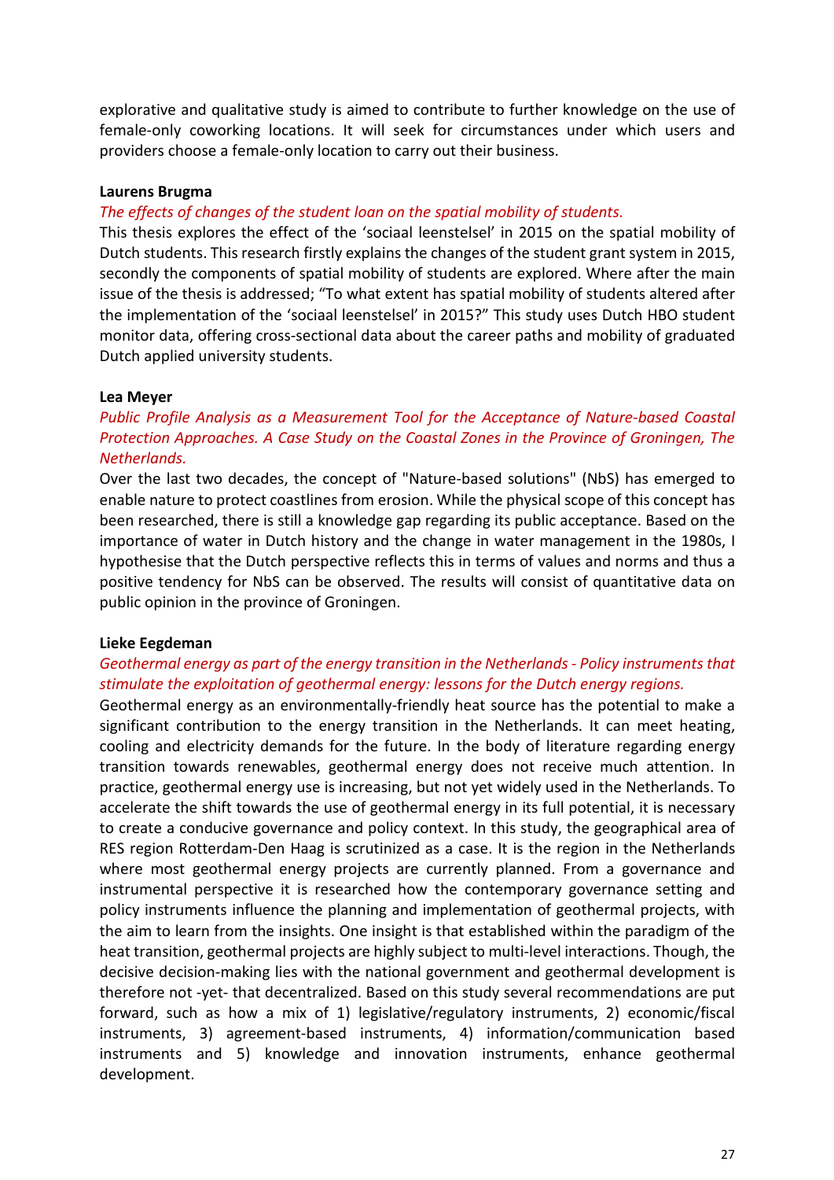explorative and qualitative study is aimed to contribute to further knowledge on the use of female-only coworking locations. It will seek for circumstances under which users and providers choose a female-only location to carry out their business.

**Laurens Brugma**

*The effects of changes of the student loan on the spatial mobility of students.*

This thesis explores the effect of the 'sociaal leenstelsel' in 2015 on the spatial mobility of Dutch students. This research firstly explains the changes of the student grant system in 2015, secondly the components of spatial mobility of students are explored. Where after the main issue of the thesis is addressed; "To what extent has spatial mobility of students altered after the implementation of the 'sociaal leenstelsel' in 2015?" This study uses Dutch HBO student monitor data, offering cross-sectional data about the career paths and mobility of graduated Dutch applied university students.

**Lea Meyer**

*Public Profile Analysis as a Measurement Tool for the Acceptance of Nature-based Coastal Protection Approaches. A Case Study on the Coastal Zones in the Province of Groningen, The Netherlands.*

Over the last two decades, the concept of "Nature-based solutions" (NbS) has emerged to enable nature to protect coastlines from erosion. While the physical scope of this concept has been researched, there is still a knowledge gap regarding its public acceptance. Based on the importance of water in Dutch history and the change in water management in the 1980s, I hypothesise that the Dutch perspective reflects this in terms of values and norms and thus a positive tendency for NbS can be observed. The results will consist of quantitative data on public opinion in the province of Groningen.

**Lieke Eegdeman**

*Geothermal energy as part of the energy transition in the Netherlands - Policy instruments that stimulate the exploitation of geothermal energy: lessons for the Dutch energy regions.*

Geothermal energy as an environmentally-friendly heat source has the potential to make a significant contribution to the energy transition in the Netherlands. It can meet heating, cooling and electricity demands for the future. In the body of literature regarding energy transition towards renewables, geothermal energy does not receive much attention. In practice, geothermal energy use is increasing, but not yet widely used in the Netherlands. To accelerate the shift towards the use of geothermal energy in its full potential, it is necessary to create a conducive governance and policy context. In this study, the geographical area of RES region Rotterdam-Den Haag is scrutinized as a case. It is the region in the Netherlands where most geothermal energy projects are currently planned. From a governance and instrumental perspective it is researched how the contemporary governance setting and policy instruments influence the planning and implementation of geothermal projects, with the aim to learn from the insights. One insight is that established within the paradigm of the heat transition, geothermal projects are highly subject to multi-level interactions. Though, the decisive decision-making lies with the national government and geothermal development is therefore not -yet- that decentralized. Based on this study several recommendations are put forward, such as how a mix of 1) legislative/regulatory instruments, 2) economic/fiscal instruments, 3) agreement-based instruments, 4) information/communication based instruments and 5) knowledge and innovation instruments, enhance geothermal development.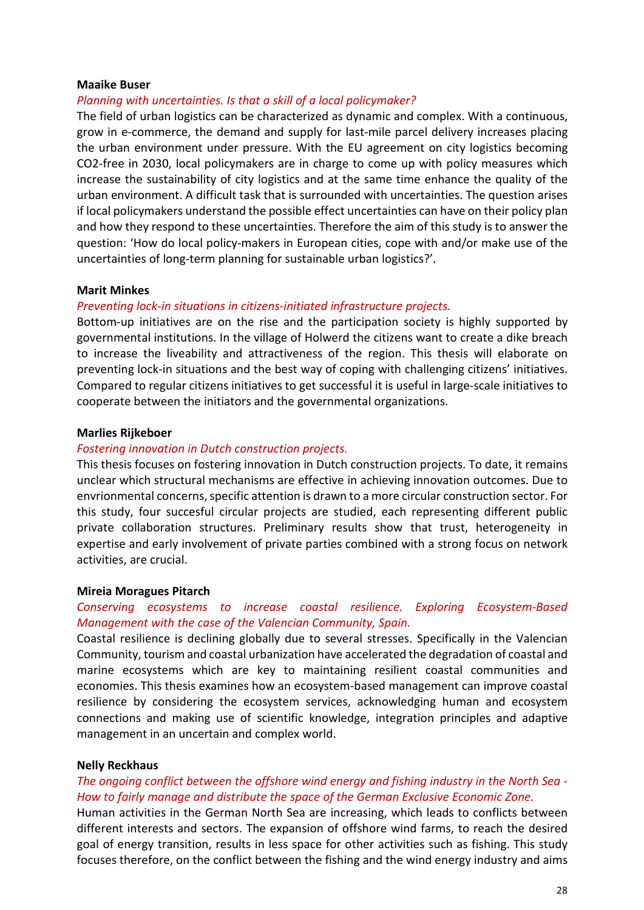**Maaike Buser**

*Planning with uncertainties. Is that a skill of a local policymaker?*

The field of urban logistics can be characterized as dynamic and complex. With a continuous, grow in e-commerce, the demand and supply for last-mile parcel delivery increases placing the urban environment under pressure. With the EU agreement on city logistics becoming CO2-free in 2030, local policymakers are in charge to come up with policy measures which increase the sustainability of city logistics and at the same time enhance the quality of the urban environment. A difficult task that is surrounded with uncertainties. The question arises if local policymakers understand the possible effect uncertainties can have on their policy plan and how they respond to these uncertainties. Therefore the aim of this study is to answer the question: 'How do local policy-makers in European cities, cope with and/or make use of the uncertainties of long-term planning for sustainable urban logistics?'.

**Marit Minkes**

*Preventing lock-in situations in citizens-initiated infrastructure projects.*

Bottom-up initiatives are on the rise and the participation society is highly supported by governmental institutions. In the village of Holwerd the citizens want to create a dike breach to increase the liveability and attractiveness of the region. This thesis will elaborate on preventing lock-in situations and the best way of coping with challenging citizens' initiatives. Compared to regular citizens initiatives to get successful it is useful in large-scale initiatives to cooperate between the initiators and the governmental organizations.

**Marlies Rijkeboer**

*Fostering innovation in Dutch construction projects.*

This thesis focuses on fostering innovation in Dutch construction projects. To date, it remains unclear which structural mechanisms are effective in achieving innovation outcomes. Due to envrionmental concerns, specific attention is drawn to a more circular construction sector. For this study, four succesful circular projects are studied, each representing different public private collaboration structures. Preliminary results show that trust, heterogeneity in expertise and early involvement of private parties combined with a strong focus on network activities, are crucial.

**Mireia Moragues Pitarch**

*Conserving ecosystems to increase coastal resilience. Exploring Ecosystem-Based Management with the case of the Valencian Community, Spain.*

Coastal resilience is declining globally due to several stresses. Specifically in the Valencian Community, tourism and coastal urbanization have accelerated the degradation of coastal and marine ecosystems which are key to maintaining resilient coastal communities and economies. This thesis examines how an ecosystem-based management can improve coastal resilience by considering the ecosystem services, acknowledging human and ecosystem connections and making use of scientific knowledge, integration principles and adaptive management in an uncertain and complex world.

**Nelly Reckhaus**

*The ongoing conflict between the offshore wind energy and fishing industry in the North Sea - How to fairly manage and distribute the space of the German Exclusive Economic Zone.*

Human activities in the German North Sea are increasing, which leads to conflicts between different interests and sectors. The expansion of offshore wind farms, to reach the desired goal of energy transition, results in less space for other activities such as fishing. This study focuses therefore, on the conflict between the fishing and the wind energy industry and aims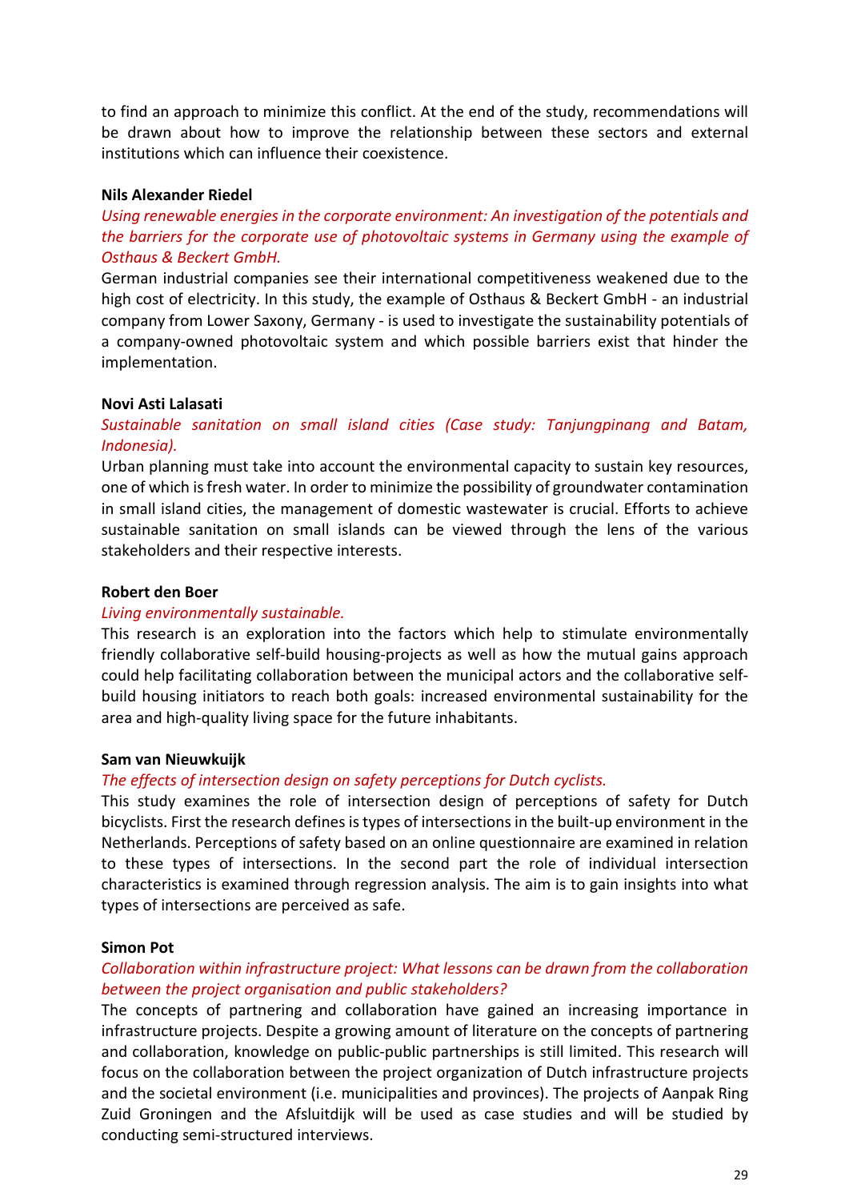to find an approach to minimize this conflict. At the end of the study, recommendations will be drawn about how to improve the relationship between these sectors and external institutions which can influence their coexistence.

**Nils Alexander Riedel**

*Using renewable energies in the corporate environment: An investigation of the potentials and the barriers for the corporate use of photovoltaic systems in Germany using the example of Osthaus & Beckert GmbH.*

German industrial companies see their international competitiveness weakened due to the high cost of electricity. In this study, the example of Osthaus & Beckert GmbH - an industrial company from Lower Saxony, Germany - is used to investigate the sustainability potentials of a company-owned photovoltaic system and which possible barriers exist that hinder the implementation.

**Novi Asti Lalasati**

*Sustainable sanitation on small island cities (Case study: Tanjungpinang and Batam, Indonesia).*

Urban planning must take into account the environmental capacity to sustain key resources, one of which is fresh water. In order to minimize the possibility of groundwater contamination in small island cities, the management of domestic wastewater is crucial. Efforts to achieve sustainable sanitation on small islands can be viewed through the lens of the various stakeholders and their respective interests.

**Robert den Boer**

*Living environmentally sustainable.*

This research is an exploration into the factors which help to stimulate environmentally friendly collaborative self-build housing-projects as well as how the mutual gains approach could help facilitating collaboration between the municipal actors and the collaborative self-build housing initiators to reach both goals: increased environmental sustainability for the area and high-quality living space for the future inhabitants.

**Sam van Nieuwkuijk**

*The effects of intersection design on safety perceptions for Dutch cyclists.*

This study examines the role of intersection design of perceptions of safety for Dutch bicyclists. First the research defines is types of intersections in the built-up environment in the Netherlands. Perceptions of safety based on an online questionnaire are examined in relation to these types of intersections. In the second part the role of individual intersection characteristics is examined through regression analysis. The aim is to gain insights into what types of intersections are perceived as safe.

**Simon Pot**

*Collaboration within infrastructure project: What lessons can be drawn from the collaboration between the project organisation and public stakeholders?*

The concepts of partnering and collaboration have gained an increasing importance in infrastructure projects. Despite a growing amount of literature on the concepts of partnering and collaboration, knowledge on public-public partnerships is still limited. This research will focus on the collaboration between the project organization of Dutch infrastructure projects and the societal environment (i.e. municipalities and provinces). The projects of Aanpak Ring Zuid Groningen and the Afsluitdijk will be used as case studies and will be studied by conducting semi-structured interviews.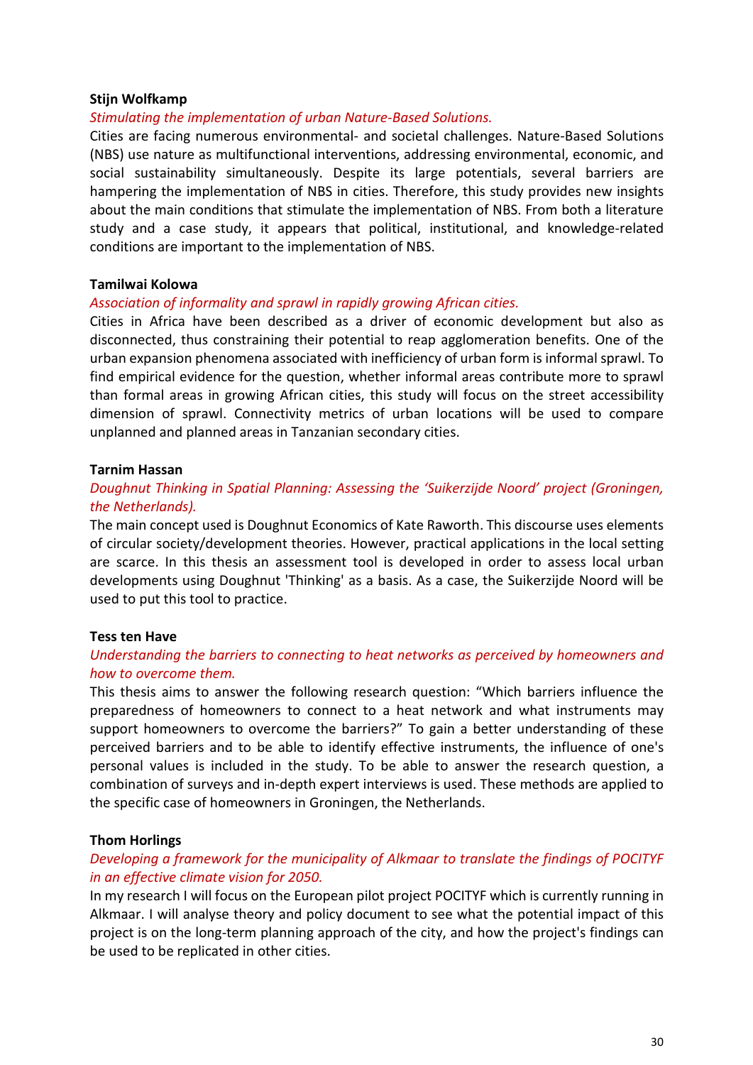**Stijn Wolfkamp**

*Stimulating the implementation of urban Nature-Based Solutions.*

Cities are facing numerous environmental- and societal challenges. Nature-Based Solutions (NBS) use nature as multifunctional interventions, addressing environmental, economic, and social sustainability simultaneously. Despite its large potentials, several barriers are hampering the implementation of NBS in cities. Therefore, this study provides new insights about the main conditions that stimulate the implementation of NBS. From both a literature study and a case study, it appears that political, institutional, and knowledge-related conditions are important to the implementation of NBS.

**Tamilwai Kolowa**

*Association of informality and sprawl in rapidly growing African cities.*

Cities in Africa have been described as a driver of economic development but also as disconnected, thus constraining their potential to reap agglomeration benefits. One of the urban expansion phenomena associated with inefficiency of urban form is informal sprawl. To find empirical evidence for the question, whether informal areas contribute more to sprawl than formal areas in growing African cities, this study will focus on the street accessibility dimension of sprawl. Connectivity metrics of urban locations will be used to compare unplanned and planned areas in Tanzanian secondary cities.

**Tarnim Hassan**

*Doughnut Thinking in Spatial Planning: Assessing the 'Suikerzijde Noord' project (Groningen, the Netherlands).*

The main concept used is Doughnut Economics of Kate Raworth. This discourse uses elements of circular society/development theories. However, practical applications in the local setting are scarce. In this thesis an assessment tool is developed in order to assess local urban developments using Doughnut 'Thinking' as a basis. As a case, the Suikerzijde Noord will be used to put this tool to practice.

**Tess ten Have**

*Understanding the barriers to connecting to heat networks as perceived by homeowners and how to overcome them.*

This thesis aims to answer the following research question: "Which barriers influence the preparedness of homeowners to connect to a heat network and what instruments may support homeowners to overcome the barriers?" To gain a better understanding of these perceived barriers and to be able to identify effective instruments, the influence of one's personal values is included in the study. To be able to answer the research question, a combination of surveys and in-depth expert interviews is used. These methods are applied to the specific case of homeowners in Groningen, the Netherlands.

**Thom Horlings**

*Developing a framework for the municipality of Alkmaar to translate the findings of POCITYF in an effective climate vision for 2050.*

In my research I will focus on the European pilot project POCITYF which is currently running in Alkmaar. I will analyse theory and policy document to see what the potential impact of this project is on the long-term planning approach of the city, and how the project's findings can be used to be replicated in other cities.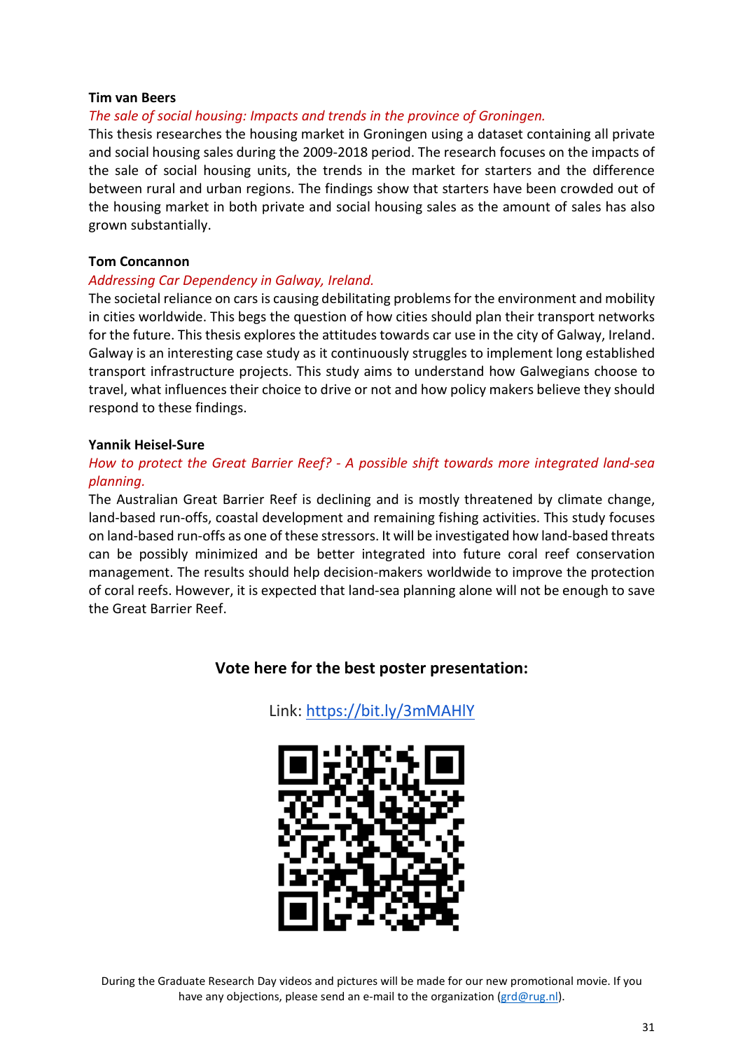**Tim van Beers**

*The sale of social housing: Impacts and trends in the province of Groningen.*

This thesis researches the housing market in Groningen using a dataset containing all private and social housing sales during the 2009-2018 period. The research focuses on the impacts of the sale of social housing units, the trends in the market for starters and the difference between rural and urban regions. The findings show that starters have been crowded out of the housing market in both private and social housing sales as the amount of sales has also grown substantially.

**Tom Concannon**

*Addressing Car Dependency in Galway, Ireland.*

The societal reliance on cars is causing debilitating problems for the environment and mobility in cities worldwide. This begs the question of how cities should plan their transport networks for the future. This thesis explores the attitudes towards car use in the city of Galway, Ireland. Galway is an interesting case study as it continuously struggles to implement long established transport infrastructure projects. This study aims to understand how Galwegians choose to travel, what influences their choice to drive or not and how policy makers believe they should respond to these findings.

**Yannik Heisel-Sure**

*How to protect the Great Barrier Reef? - A possible shift towards more integrated land-sea planning.*

The Australian Great Barrier Reef is declining and is mostly threatened by climate change, land-based run-offs, coastal development and remaining fishing activities. This study focuses on land-based run-offs as one of these stressors. It will be investigated how land-based threats can be possibly minimized and be better integrated into future coral reef conservation management. The results should help decision-makers worldwide to improve the protection of coral reefs. However, it is expected that land-sea planning alone will not be enough to save the Great Barrier Reef.

## Vote here for the best poster presentation:

Link: https://bit.ly/3mMAHlY

During the Graduate Research Day videos and pictures will be made for our new promotional movie. If you have any objections, please send an e-mail to the organization (grd@rug.nl).